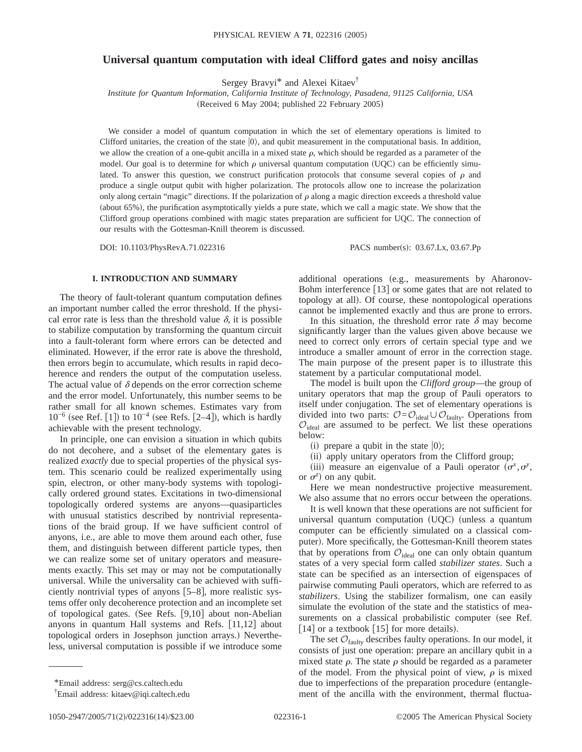# Universal quantum computation with ideal Clifford gates and noisy ancillas

Sergey Bravyi* and Alexei Kitaev†

*Institute for Quantum Information, California Institute of Technology, Pasadena, 91125 California, USA*

(Received 6 May 2004; published 22 February 2005)

We consider a model of quantum computation in which the set of elementary operations is limited to Clifford unitaries, the creation of the state $|0\rangle$, and qubit measurement in the computational basis. In addition, we allow the creation of a one-qubit ancilla in a mixed state $\rho$, which should be regarded as a parameter of the model. Our goal is to determine for which $\rho$ universal quantum computation (UQC) can be efficiently simulated. To answer this question, we construct purification protocols that consume several copies of $\rho$ and produce a single output qubit with higher polarization. The protocols allow one to increase the polarization only along certain "magic" directions. If the polarization of $\rho$ along a magic direction exceeds a threshold value (about 65%), the purification asymptotically yields a pure state, which we call a magic state. We show that the Clifford group operations combined with magic states preparation are sufficient for UQC. The connection of our results with the Gottesman-Knill theorem is discussed.

DOI: 10.1103/PhysRevA.71.022316 PACS number(s): 03.67.Lx, 03.67.Pp

## I. INTRODUCTION AND SUMMARY

The theory of fault-tolerant quantum computation defines an important number called the error threshold. If the physical error rate is less than the threshold value $\delta$, it is possible to stabilize computation by transforming the quantum circuit into a fault-tolerant form where errors can be detected and eliminated. However, if the error rate is above the threshold, then errors begin to accumulate, which results in rapid decoherence and renders the output of the computation useless. The actual value of $\delta$ depends on the error correction scheme and the error model. Unfortunately, this number seems to be rather small for all known schemes. Estimates vary from $10^{-6}$ (see Ref. [1]) to $10^{-4}$ (see Refs. [2–4]), which is hardly achievable with the present technology.

In principle, one can envision a situation in which qubits do not decohere, and a subset of the elementary gates is realized *exactly* due to special properties of the physical system. This scenario could be realized experimentally using spin, electron, or other many-body systems with topologically ordered ground states. Excitations in two-dimensional topologically ordered systems are anyons—quasiparticles with unusual statistics described by nontrivial representations of the braid group. If we have sufficient control of anyons, i.e., are able to move them around each other, fuse them, and distinguish between different particle types, then we can realize some set of unitary operators and measurements exactly. This set may or may not be computationally universal. While the universality can be achieved with sufficiently nontrivial types of anyons [5–8], more realistic systems offer only decoherence protection and an incomplete set of topological gates. (See Refs. [9,10] about non-Abelian anyons in quantum Hall systems and Refs. [11,12] about topological orders in Josephson junction arrays.) Nevertheless, universal computation is possible if we introduce some additional operations (e.g., measurements by Aharonov-Bohm interference [13] or some gates that are not related to topology at all). Of course, these nontopological operations cannot be implemented exactly and thus are prone to errors.

In this situation, the threshold error rate $\delta$ may become significantly larger than the values given above because we need to correct only errors of certain special type and we introduce a smaller amount of error in the correction stage. The main purpose of the present paper is to illustrate this statement by a particular computational model.

The model is built upon the *Clifford group*—the group of unitary operators that map the group of Pauli operators to itself under conjugation. The set of elementary operations is divided into two parts: $\mathcal{O}=\mathcal{O}_{\text{ideal}}\cup\mathcal{O}_{\text{faulty}}$. Operations from $\mathcal{O}_{\text{ideal}}$ are assumed to be perfect. We list these operations below:

(i) prepare a qubit in the state $|0\rangle$;

(ii) apply unitary operators from the Clifford group;

(iii) measure an eigenvalue of a Pauli operator ($\sigma^x, \sigma^y$, or $\sigma^z$) on any qubit.

Here we mean nondestructive projective measurement. We also assume that no errors occur between the operations.

It is well known that these operations are not sufficient for universal quantum computation (UQC) (unless a quantum computer can be efficiently simulated on a classical computer). More specifically, the Gottesman-Knill theorem states that by operations from $\mathcal{O}_{\text{ideal}}$ one can only obtain quantum states of a very special form called *stabilizer states*. Such a state can be specified as an intersection of eigenspaces of pairwise commuting Pauli operators, which are referred to as *stabilizers*. Using the stabilizer formalism, one can easily simulate the evolution of the state and the statistics of measurements on a classical probabilistic computer (see Ref. [14] or a textbook [15] for more details).

The set $\mathcal{O}_{\text{faulty}}$ describes faulty operations. In our model, it consists of just one operation: prepare an ancillary qubit in a mixed state $\rho$. The state $\rho$ should be regarded as a parameter of the model. From the physical point of view, $\rho$ is mixed due to imperfections of the preparation procedure (entanglement of the ancilla with the environment, thermal fluctua-

*Email address: serg@cs.caltech.edu

†Email address: kitaev@iqi.caltech.edu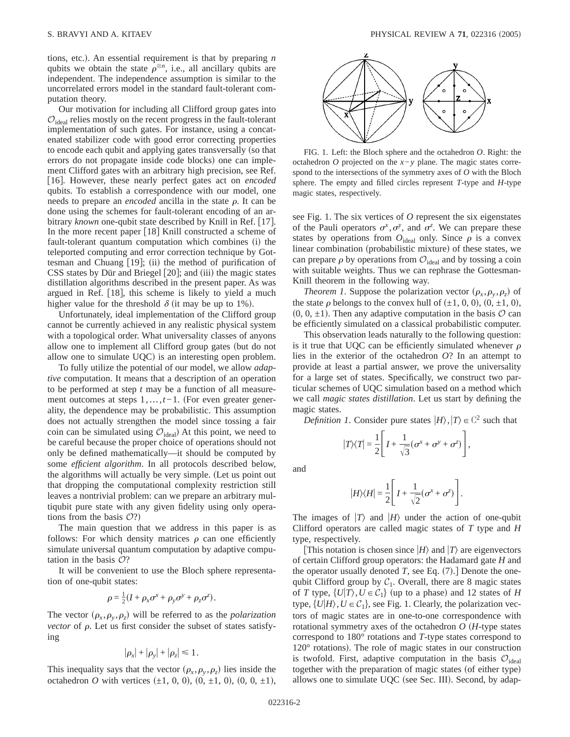tions, etc.). An essential requirement is that by preparing $n$ qubits we obtain the state $\rho^{\otimes n}$, i.e., all ancillary qubits are independent. The independence assumption is similar to the uncorrelated errors model in the standard fault-tolerant computation theory.

Our motivation for including all Clifford group gates into $\mathcal{O}_{\rm ideal}$ relies mostly on the recent progress in the fault-tolerant implementation of such gates. For instance, using a concatenated stabilizer code with good error correcting properties to encode each qubit and applying gates transversally (so that errors do not propagate inside code blocks) one can implement Clifford gates with an arbitrary high precision, see Ref. [16]. However, these nearly perfect gates act on *encoded* qubits. To establish a correspondence with our model, one needs to prepare an *encoded* ancilla in the state $\rho$. It can be done using the schemes for fault-tolerant encoding of an arbitrary *known* one-qubit state described by Knill in Ref. [17]. In the more recent paper [18] Knill constructed a scheme of fault-tolerant quantum computation which combines (i) the teleported computing and error correction technique by Gottesman and Chuang [19]; (ii) the method of purification of CSS states by Dür and Briegel [20]; and (iii) the magic states distillation algorithms described in the present paper. As was argued in Ref. [18], this scheme is likely to yield a much higher value for the threshold $\delta$ (it may be up to 1%).

Unfortunately, ideal implementation of the Clifford group cannot be currently achieved in any realistic physical system with a topological order. What universality classes of anyons allow one to implement all Clifford group gates (but do not allow one to simulate UQC) is an interesting open problem.

To fully utilize the potential of our model, we allow *adaptive* computation. It means that a description of an operation to be performed at step $t$ may be a function of all measurement outcomes at steps $1,\ldots,t-1$. (For even greater generality, the dependence may be probabilistic. This assumption does not actually strengthen the model since tossing a fair coin can be simulated using $\mathcal{O}_{\rm ideal}$) At this point, we need to be careful because the proper choice of operations should not only be defined mathematically—it should be computed by some *efficient algorithm*. In all protocols described below, the algorithms will actually be very simple. (Let us point out that dropping the computational complexity restriction still leaves a nontrivial problem: can we prepare an arbitrary multiqubit pure state with any given fidelity using only operations from the basis $\mathcal{O}$?)

The main question that we address in this paper is as follows: For which density matrices $\rho$ can one efficiently simulate universal quantum computation by adaptive computation in the basis $\mathcal{O}$?

It will be convenient to use the Bloch sphere representation of one-qubit states:

$$\rho = \tfrac{1}{2}(I + \rho_x\sigma^x + \rho_y\sigma^y + \rho_z\sigma^z).$$

The vector $(\rho_x,\rho_y,\rho_z)$ will be referred to as the *polarization vector* of $\rho$. Let us first consider the subset of states satisfying

$$|\rho_x| + |\rho_y| + |\rho_z| \leq 1.$$

This inequality says that the vector $(\rho_x,\rho_y,\rho_z)$ lies inside the octahedron $O$ with vertices $(\pm 1,0,0)$, $(0,\pm 1,0)$, $(0,0,\pm 1)$, see Fig. 1. The six vertices of $O$ represent the six eigenstates of the Pauli operators $\sigma^x,\sigma^y$, and $\sigma^z$. We can prepare these states by operations from $O_{\rm ideal}$ only. Since $\rho$ is a convex linear combination (probabilistic mixture) of these states, we can prepare $\rho$ by operations from $\mathcal{O}_{\rm ideal}$ and by tossing a coin with suitable weights. Thus we can rephrase the Gottesman-Knill theorem in the following way.

FIG. 1. Left: the Bloch sphere and the octahedron $O$. Right: the octahedron $O$ projected on the $x-y$ plane. The magic states correspond to the intersections of the symmetry axes of $O$ with the Bloch sphere. The empty and filled circles represent $T$-type and $H$-type magic states, respectively.

*Theorem 1*. Suppose the polarization vector $(\rho_x,\rho_y,\rho_z)$ of the state $\rho$ belongs to the convex hull of $(\pm 1,0,0)$, $(0,\pm 1,0)$, $(0,0,\pm 1)$. Then any adaptive computation in the basis $\mathcal{O}$ can be efficiently simulated on a classical probabilistic computer.

This observation leads naturally to the following question: is it true that UQC can be efficiently simulated whenever $\rho$ lies in the exterior of the octahedron $O$? In an attempt to provide at least a partial answer, we prove the universality for a large set of states. Specifically, we construct two particular schemes of UQC simulation based on a method which we call *magic states distillation*. Let us start by defining the magic states.

*Definition 1*. Consider pure states $|H\rangle,|T\rangle \in \mathbb{C}^2$ such that

$$|T\rangle\langle T| = \frac{1}{2}\left[I + \frac{1}{\sqrt{3}}(\sigma^x + \sigma^y + \sigma^z)\right],$$

and

$$|H\rangle\langle H| = \frac{1}{2}\left[I + \frac{1}{\sqrt{2}}(\sigma^x + \sigma^z)\right].$$

The images of $|T\rangle$ and $|H\rangle$ under the action of one-qubit Clifford operators are called magic states of $T$ type and $H$ type, respectively.

[This notation is chosen since $|H\rangle$ and $|T\rangle$ are eigenvectors of certain Clifford group operators: the Hadamard gate $H$ and the operator usually denoted $T$, see Eq. (7).] Denote the one-qubit Clifford group by $\mathcal{C}_1$. Overall, there are 8 magic states of $T$ type, $\{U|T\rangle, U\in\mathcal{C}_1\}$ (up to a phase) and 12 states of $H$ type, $\{U|H\rangle, U\in\mathcal{C}_1\}$, see Fig. 1. Clearly, the polarization vectors of magic states are in one-to-one correspondence with rotational symmetry axes of the octahedron $O$ ($H$-type states correspond to 180° rotations and $T$-type states correspond to 120° rotations). The role of magic states in our construction is twofold. First, adaptive computation in the basis $\mathcal{O}_{\rm ideal}$ together with the preparation of magic states (of either type) allows one to simulate UQC (see Sec. III). Second, by adap-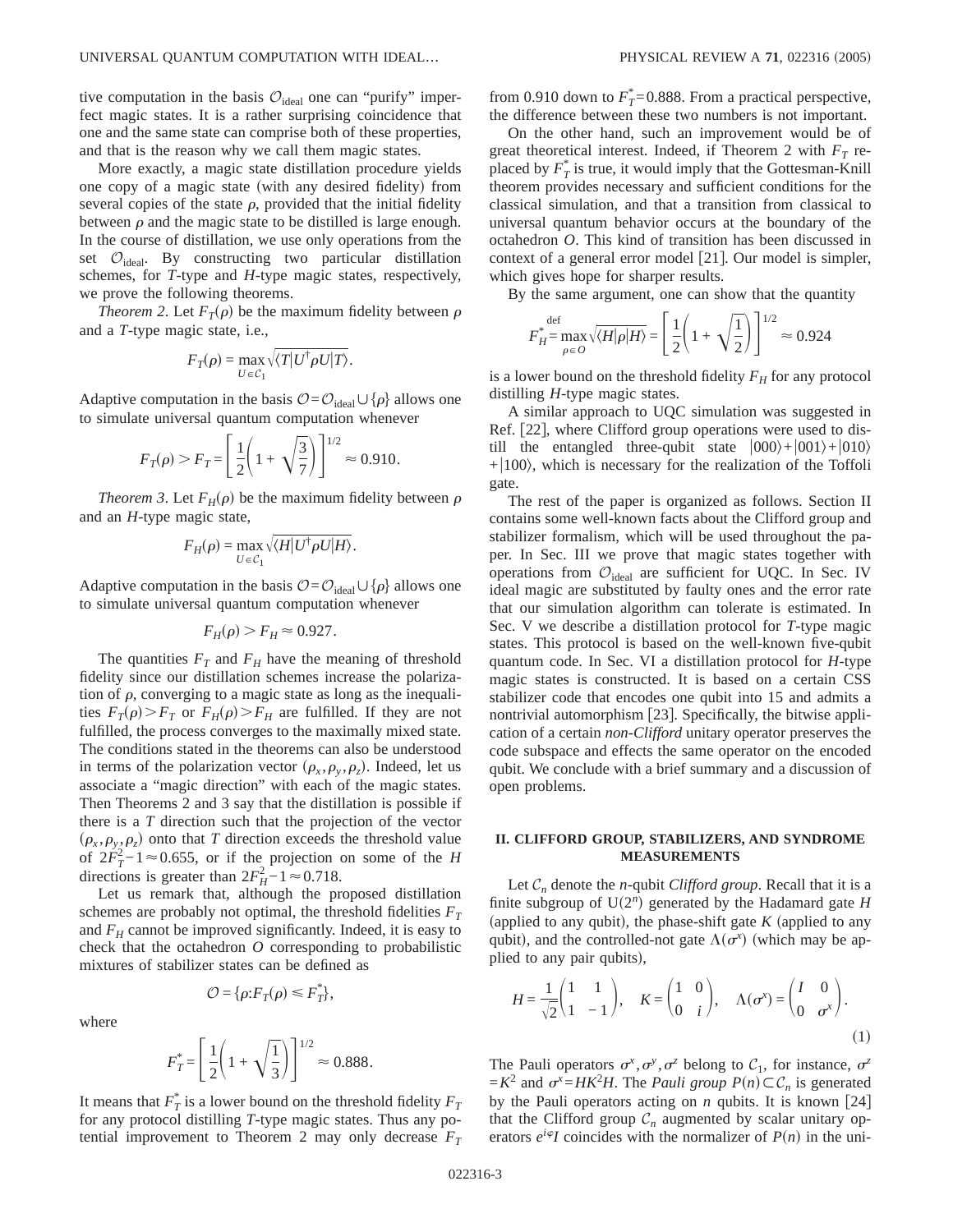tive computation in the basis $\mathcal{O}_{\text{ideal}}$ one can "purify" imperfect magic states. It is a rather surprising coincidence that one and the same state can comprise both of these properties, and that is the reason why we call them magic states.

More exactly, a magic state distillation procedure yields one copy of a magic state (with any desired fidelity) from several copies of the state $\rho$, provided that the initial fidelity between $\rho$ and the magic state to be distilled is large enough. In the course of distillation, we use only operations from the set $\mathcal{O}_{\text{ideal}}$. By constructing two particular distillation schemes, for $T$-type and $H$-type magic states, respectively, we prove the following theorems.

*Theorem 2*. Let $F_T(\rho)$ be the maximum fidelity between $\rho$ and a $T$-type magic state, i.e.,

$$F_T(\rho) = \max_{U \in \mathcal{C}_1} \sqrt{\langle T|U^\dagger \rho U|T\rangle}.$$

Adaptive computation in the basis $\mathcal{O} = \mathcal{O}_{\text{ideal}} \cup \{\rho\}$ allows one to simulate universal quantum computation whenever

$$F_T(\rho) > F_T = \left[\frac{1}{2}\left(1 + \sqrt{\frac{3}{7}}\right)\right]^{1/2} \approx 0.910.$$

*Theorem 3*. Let $F_H(\rho)$ be the maximum fidelity between $\rho$ and an $H$-type magic state,

$$F_H(\rho) = \max_{U \in \mathcal{C}_1} \sqrt{\langle H|U^\dagger \rho U|H\rangle}.$$

Adaptive computation in the basis $\mathcal{O} = \mathcal{O}_{\text{ideal}} \cup \{\rho\}$ allows one to simulate universal quantum computation whenever

$$F_H(\rho) > F_H \approx 0.927.$$

The quantities $F_T$ and $F_H$ have the meaning of threshold fidelity since our distillation schemes increase the polarization of $\rho$, converging to a magic state as long as the inequalities $F_T(\rho) > F_T$ or $F_H(\rho) > F_H$ are fulfilled. If they are not fulfilled, the process converges to the maximally mixed state. The conditions stated in the theorems can also be understood in terms of the polarization vector $(\rho_x, \rho_y, \rho_z)$. Indeed, let us associate a "magic direction" with each of the magic states. Then Theorems 2 and 3 say that the distillation is possible if there is a $T$ direction such that the projection of the vector $(\rho_x, \rho_y, \rho_z)$ onto that $T$ direction exceeds the threshold value of $2F_T^2 - 1 \approx 0.655$, or if the projection on some of the $H$ directions is greater than $2F_H^2 - 1 \approx 0.718$.

Let us remark that, although the proposed distillation schemes are probably not optimal, the threshold fidelities $F_T$ and $F_H$ cannot be improved significantly. Indeed, it is easy to check that the octahedron $O$ corresponding to probabilistic mixtures of stabilizer states can be defined as

$$\mathcal{O} = \{\rho : F_T(\rho) \leq F_T^*\},$$

where

$$F_T^* = \left[\frac{1}{2}\left(1 + \sqrt{\frac{1}{3}}\right)\right]^{1/2} \approx 0.888.$$

It means that $F_T^*$ is a lower bound on the threshold fidelity $F_T$ for any protocol distilling $T$-type magic states. Thus any potential improvement to Theorem 2 may only decrease $F_T$ from 0.910 down to $F_T^* = 0.888$. From a practical perspective, the difference between these two numbers is not important.

On the other hand, such an improvement would be of great theoretical interest. Indeed, if Theorem 2 with $F_T$ replaced by $F_T^*$ is true, it would imply that the Gottesman-Knill theorem provides necessary and sufficient conditions for the classical simulation, and that a transition from classical to universal quantum behavior occurs at the boundary of the octahedron $O$. This kind of transition has been discussed in context of a general error model [21]. Our model is simpler, which gives hope for sharper results.

By the same argument, one can show that the quantity

$$F_H^* \overset{\text{def}}{=} \max_{\rho \in O} \sqrt{\langle H|\rho|H\rangle} = \left[\frac{1}{2}\left(1 + \sqrt{\frac{1}{2}}\right)\right]^{1/2} \approx 0.924$$

is a lower bound on the threshold fidelity $F_H$ for any protocol distilling $H$-type magic states.

A similar approach to UQC simulation was suggested in Ref. [22], where Clifford group operations were used to distill the entangled three-qubit state $|000\rangle + |001\rangle + |010\rangle + |100\rangle$, which is necessary for the realization of the Toffoli gate.

The rest of the paper is organized as follows. Section II contains some well-known facts about the Clifford group and stabilizer formalism, which will be used throughout the paper. In Sec. III we prove that magic states together with operations from $\mathcal{O}_{\text{ideal}}$ are sufficient for UQC. In Sec. IV ideal magic are substituted by faulty ones and the error rate that our simulation algorithm can tolerate is estimated. In Sec. V we describe a distillation protocol for $T$-type magic states. This protocol is based on the well-known five-qubit quantum code. In Sec. VI a distillation protocol for $H$-type magic states is constructed. It is based on a certain CSS stabilizer code that encodes one qubit into 15 and admits a nontrivial automorphism [23]. Specifically, the bitwise application of a certain *non-Clifford* unitary operator preserves the code subspace and effects the same operator on the encoded qubit. We conclude with a brief summary and a discussion of open problems.

## II. CLIFFORD GROUP, STABILIZERS, AND SYNDROME MEASUREMENTS

Let $\mathcal{C}_n$ denote the $n$-qubit *Clifford group*. Recall that it is a finite subgroup of $U(2^n)$ generated by the Hadamard gate $H$ (applied to any qubit), the phase-shift gate $K$ (applied to any qubit), and the controlled-not gate $\Lambda(\sigma^x)$ (which may be applied to any pair qubits),

$$H = \frac{1}{\sqrt{2}}\begin{pmatrix} 1 & 1 \\ 1 & -1 \end{pmatrix}, \quad K = \begin{pmatrix} 1 & 0 \\ 0 & i \end{pmatrix}, \quad \Lambda(\sigma^x) = \begin{pmatrix} I & 0 \\ 0 & \sigma^x \end{pmatrix}. \tag{1}$$

The Pauli operators $\sigma^x, \sigma^y, \sigma^z$ belong to $\mathcal{C}_1$, for instance, $\sigma^z = K^2$ and $\sigma^x = HK^2H$. The *Pauli group* $P(n) \subset \mathcal{C}_n$ is generated by the Pauli operators acting on $n$ qubits. It is known [24] that the Clifford group $\mathcal{C}_n$ augmented by scalar unitary operators $e^{i\varphi}I$ coincides with the normalizer of $P(n)$ in the uni-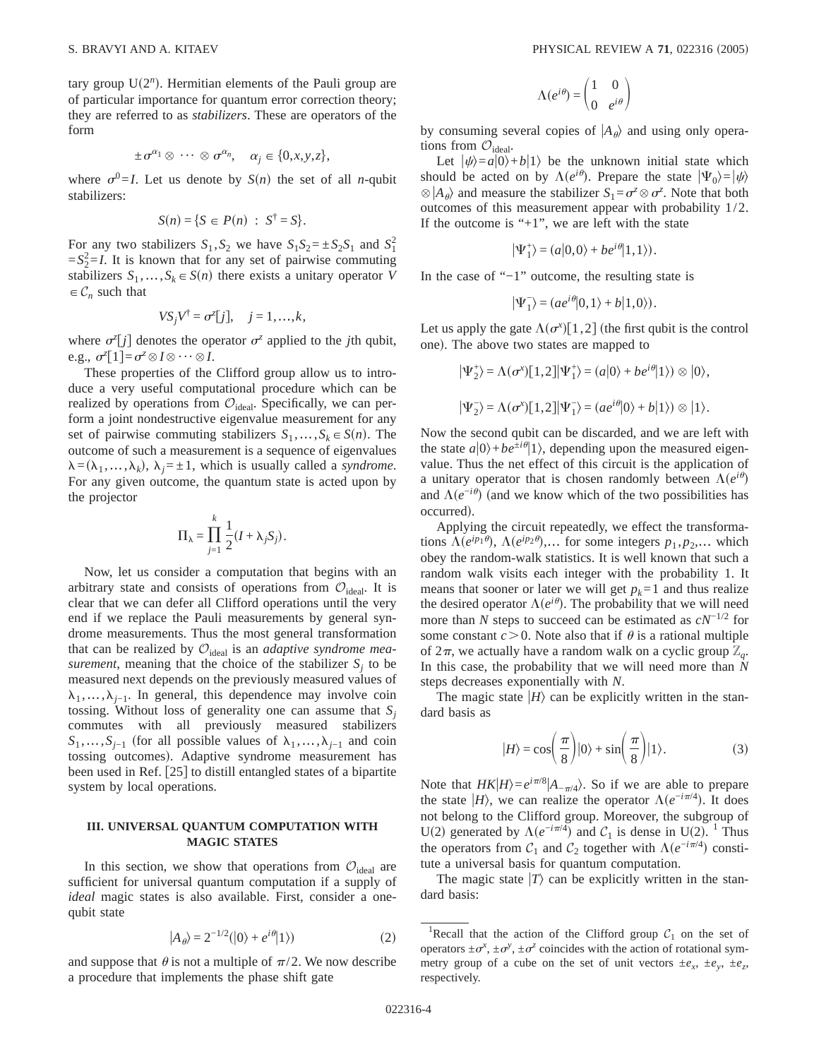tary group $U(2^n)$. Hermitian elements of the Pauli group are of particular importance for quantum error correction theory; they are referred to as *stabilizers*. These are operators of the form

$$\pm \sigma^{\alpha_1} \otimes \cdots \otimes \sigma^{\alpha_n}, \quad \alpha_j \in \{0,x,y,z\},$$

where $\sigma^0 = I$. Let us denote by $S(n)$ the set of all $n$-qubit stabilizers:

$$S(n) = \{S \in P(n) \ : \ S^\dagger = S\}.$$

For any two stabilizers $S_1, S_2$ we have $S_1 S_2 = \pm S_2 S_1$ and $S_1^2 = S_2^2 = I$. It is known that for any set of pairwise commuting stabilizers $S_1, \ldots, S_k \in S(n)$ there exists a unitary operator $V \in \mathcal{C}_n$ such that

$$V S_j V^\dagger = \sigma^z[j], \quad j = 1, \ldots, k,$$

where $\sigma^z[j]$ denotes the operator $\sigma^z$ applied to the $j$th qubit, e.g., $\sigma^z[1] = \sigma^z \otimes I \otimes \cdots \otimes I$.

These properties of the Clifford group allow us to introduce a very useful computational procedure which can be realized by operations from $\mathcal{O}_{\text{ideal}}$. Specifically, we can perform a joint nondestructive eigenvalue measurement for any set of pairwise commuting stabilizers $S_1, \ldots, S_k \in S(n)$. The outcome of such a measurement is a sequence of eigenvalues $\lambda = (\lambda_1, \ldots, \lambda_k)$, $\lambda_j = \pm 1$, which is usually called a *syndrome*. For any given outcome, the quantum state is acted upon by the projector

$$\Pi_\lambda = \prod_{j=1}^{k} \frac{1}{2}(I + \lambda_j S_j).$$

Now, let us consider a computation that begins with an arbitrary state and consists of operations from $\mathcal{O}_{\text{ideal}}$. It is clear that we can defer all Clifford operations until the very end if we replace the Pauli measurements by general syndrome measurements. Thus the most general transformation that can be realized by $\mathcal{O}_{\text{ideal}}$ is an *adaptive syndrome measurement*, meaning that the choice of the stabilizer $S_j$ to be measured next depends on the previously measured values of $\lambda_1, \ldots, \lambda_{j-1}$. In general, this dependence may involve coin tossing. Without loss of generality one can assume that $S_j$ commutes with all previously measured stabilizers $S_1, \ldots, S_{j-1}$ (for all possible values of $\lambda_1, \ldots, \lambda_{j-1}$ and coin tossing outcomes). Adaptive syndrome measurement has been used in Ref. [25] to distill entangled states of a bipartite system by local operations.

## III. UNIVERSAL QUANTUM COMPUTATION WITH MAGIC STATES

In this section, we show that operations from $\mathcal{O}_{\text{ideal}}$ are sufficient for universal quantum computation if a supply of *ideal* magic states is also available. First, consider a one-qubit state

$$|A_\theta\rangle = 2^{-1/2}(|0\rangle + e^{i\theta}|1\rangle) \tag{2}$$

and suppose that $\theta$ is not a multiple of $\pi/2$. We now describe a procedure that implements the phase shift gate

$$\Lambda(e^{i\theta}) = \begin{pmatrix} 1 & 0 \\ 0 & e^{i\theta} \end{pmatrix}$$

by consuming several copies of $|A_\theta\rangle$ and using only operations from $\mathcal{O}_{\text{ideal}}$.

Let $|\psi\rangle = a|0\rangle + b|1\rangle$ be the unknown initial state which should be acted on by $\Lambda(e^{i\theta})$. Prepare the state $|\Psi_0\rangle = |\psi\rangle \otimes |A_\theta\rangle$ and measure the stabilizer $S_1 = \sigma^z \otimes \sigma^z$. Note that both outcomes of this measurement appear with probability $1/2$. If the outcome is "+1", we are left with the state

$$|\Psi_1^+\rangle = (a|0,0\rangle + be^{i\theta}|1,1\rangle).$$

In the case of "−1" outcome, the resulting state is

$$|\Psi_1^-\rangle = (ae^{i\theta}|0,1\rangle + b|1,0\rangle).$$

Let us apply the gate $\Lambda(\sigma^x)[1,2]$ (the first qubit is the control one). The above two states are mapped to

$$|\Psi_2^+\rangle = \Lambda(\sigma^x)[1,2]|\Psi_1^+\rangle = (a|0\rangle + be^{i\theta}|1\rangle) \otimes |0\rangle,$$

$$|\Psi_2^-\rangle = \Lambda(\sigma^x)[1,2]|\Psi_1^-\rangle = (ae^{i\theta}|0\rangle + b|1\rangle) \otimes |1\rangle.$$

Now the second qubit can be discarded, and we are left with the state $a|0\rangle + be^{\pm i\theta}|1\rangle$, depending upon the measured eigenvalue. Thus the net effect of this circuit is the application of a unitary operator that is chosen randomly between $\Lambda(e^{i\theta})$ and $\Lambda(e^{-i\theta})$ (and we know which of the two possibilities has occurred).

Applying the circuit repeatedly, we effect the transformations $\Lambda(e^{ip_1\theta})$, $\Lambda(e^{ip_2\theta})$,... for some integers $p_1, p_2, \ldots$ which obey the random-walk statistics. It is well known that such a random walk visits each integer with the probability 1. It means that sooner or later we will get $p_k = 1$ and thus realize the desired operator $\Lambda(e^{i\theta})$. The probability that we will need more than $N$ steps to succeed can be estimated as $cN^{-1/2}$ for some constant $c > 0$. Note also that if $\theta$ is a rational multiple of $2\pi$, we actually have a random walk on a cyclic group $\mathbb{Z}_q$. In this case, the probability that we will need more than $N$ steps decreases exponentially with $N$.

The magic state $|H\rangle$ can be explicitly written in the standard basis as

$$|H\rangle = \cos\left(\frac{\pi}{8}\right)|0\rangle + \sin\left(\frac{\pi}{8}\right)|1\rangle. \tag{3}$$

Note that $HK|H\rangle = e^{i\pi/8}|A_{-\pi/4}\rangle$. So if we are able to prepare the state $|H\rangle$, we can realize the operator $\Lambda(e^{-i\pi/4})$. It does not belong to the Clifford group. Moreover, the subgroup of $U(2)$ generated by $\Lambda(e^{-i\pi/4})$ and $\mathcal{C}_1$ is dense in $U(2)$. [1] Thus the operators from $\mathcal{C}_1$ and $\mathcal{C}_2$ together with $\Lambda(e^{-i\pi/4})$ constitute a universal basis for quantum computation.

The magic state $|T\rangle$ can be explicitly written in the standard basis:

---

[1] Recall that the action of the Clifford group $\mathcal{C}_1$ on the set of operators $\pm\sigma^x$, $\pm\sigma^y$, $\pm\sigma^z$ coincides with the action of rotational symmetry group of a cube on the set of unit vectors $\pm e_x$, $\pm e_y$, $\pm e_z$, respectively.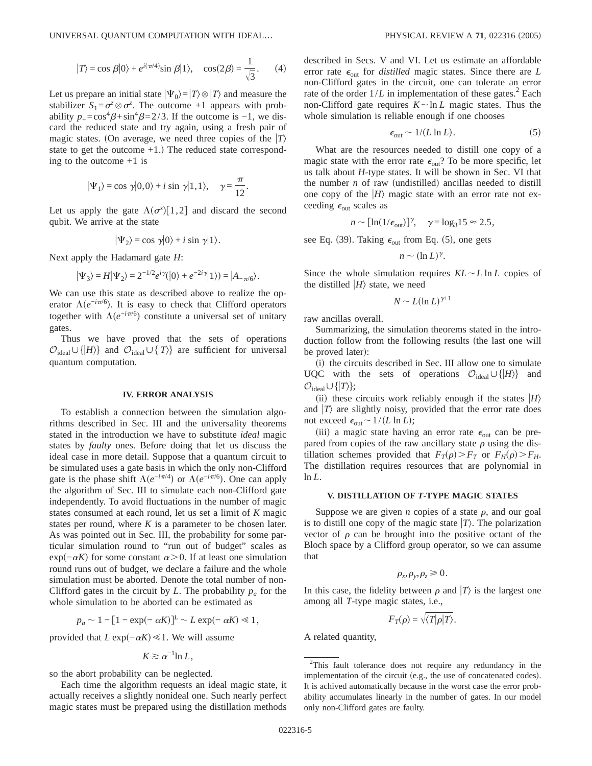$$|T\rangle = \cos\beta|0\rangle + e^{i(\pi/4)}\sin\beta|1\rangle, \quad \cos(2\beta) = \frac{1}{\sqrt{3}}. \qquad (4)$$

Let us prepare an initial state $|\Psi_0\rangle = |T\rangle \otimes |T\rangle$ and measure the stabilizer $S_1 = \sigma^z \otimes \sigma^z$. The outcome +1 appears with probability $p_+ = \cos^4\beta + \sin^4\beta = 2/3$. If the outcome is −1, we discard the reduced state and try again, using a fresh pair of magic states. (On average, we need three copies of the $|T\rangle$ state to get the outcome +1.) The reduced state corresponding to the outcome +1 is

$$|\Psi_1\rangle = \cos\gamma|0,0\rangle + i\sin\gamma|1,1\rangle, \quad \gamma = \frac{\pi}{12}.$$

Let us apply the gate $\Lambda(\sigma^x)[1,2]$ and discard the second qubit. We arrive at the state

$$|\Psi_2\rangle = \cos\gamma|0\rangle + i\sin\gamma|1\rangle.$$

Next apply the Hadamard gate $H$:

$$|\Psi_3\rangle = H|\Psi_2\rangle = 2^{-1/2}e^{i\gamma}(|0\rangle + e^{-2i\gamma}|1\rangle) = |A_{-\pi/6}\rangle.$$

We can use this state as described above to realize the operator $\Lambda(e^{-i\pi/6})$. It is easy to check that Clifford operators together with $\Lambda(e^{-i\pi/6})$ constitute a universal set of unitary gates.

Thus we have proved that the sets of operations $\mathcal{O}_{\text{ideal}} \cup \{|H\rangle\}$ and $\mathcal{O}_{\text{ideal}} \cup \{|T\rangle\}$ are sufficient for universal quantum computation.

## IV. ERROR ANALYSIS

To establish a connection between the simulation algorithms described in Sec. III and the universality theorems stated in the introduction we have to substitute *ideal* magic states by *faulty* ones. Before doing that let us discuss the ideal case in more detail. Suppose that a quantum circuit to be simulated uses a gate basis in which the only non-Clifford gate is the phase shift $\Lambda(e^{-i\pi/4})$ or $\Lambda(e^{-i\pi/6})$. One can apply the algorithm of Sec. III to simulate each non-Clifford gate independently. To avoid fluctuations in the number of magic states consumed at each round, let us set a limit of $K$ magic states per round, where $K$ is a parameter to be chosen later. As was pointed out in Sec. III, the probability for some particular simulation round to "run out of budget" scales as $\exp(-\alpha K)$ for some constant $\alpha > 0$. If at least one simulation round runs out of budget, we declare a failure and the whole simulation must be aborted. Denote the total number of non-Clifford gates in the circuit by $L$. The probability $p_a$ for the whole simulation to be aborted can be estimated as

$$p_a \sim 1 - [1 - \exp(-\alpha K)]^L \sim L\exp(-\alpha K) \ll 1,$$

provided that $L\exp(-\alpha K) \ll 1$. We will assume

$$K \gtrsim \alpha^{-1}\ln L,$$

so the abort probability can be neglected.

Each time the algorithm requests an ideal magic state, it actually receives a slightly nonideal one. Such nearly perfect magic states must be prepared using the distillation methods described in Secs. V and VI. Let us estimate an affordable error rate $\epsilon_{\text{out}}$ for *distilled* magic states. Since there are $L$ non-Clifford gates in the circuit, one can tolerate an error rate of the order $1/L$ in implementation of these gates.[2] Each non-Clifford gate requires $K \sim \ln L$ magic states. Thus the whole simulation is reliable enough if one chooses

$$\epsilon_{\text{out}} \sim 1/(L\ln L). \qquad (5)$$

What are the resources needed to distill one copy of a magic state with the error rate $\epsilon_{\text{out}}$? To be more specific, let us talk about $H$-type states. It will be shown in Sec. VI that the number $n$ of raw (undistilled) ancillas needed to distill one copy of the $|H\rangle$ magic state with an error rate not exceeding $\epsilon_{\text{out}}$ scales as

$$n \sim [\ln(1/\epsilon_{\text{out}})]^\gamma, \quad \gamma = \log_3 15 \approx 2.5,$$

see Eq. (39). Taking $\epsilon_{\text{out}}$ from Eq. (5), one gets

$$n \sim (\ln L)^\gamma.$$

Since the whole simulation requires $KL \sim L\ln L$ copies of the distilled $|H\rangle$ state, we need

$$N \sim L(\ln L)^{\gamma+1}$$

raw ancillas overall.

Summarizing, the simulation theorems stated in the introduction follow from the following results (the last one will be proved later):

(i) the circuits described in Sec. III allow one to simulate UQC with the sets of operations $\mathcal{O}_{\text{ideal}} \cup \{|H\rangle\}$ and $\mathcal{O}_{\text{ideal}} \cup \{|T\rangle\}$;

(ii) these circuits work reliably enough if the states $|H\rangle$ and $|T\rangle$ are slightly noisy, provided that the error rate does not exceed $\epsilon_{\text{out}} \sim 1/(L\ln L)$;

(iii) a magic state having an error rate $\epsilon_{\text{out}}$ can be prepared from copies of the raw ancillary state $\rho$ using the distillation schemes provided that $F_T(\rho) > F_T$ or $F_H(\rho) > F_H$. The distillation requires resources that are polynomial in $\ln L$.

## V. DISTILLATION OF T-TYPE MAGIC STATES

Suppose we are given $n$ copies of a state $\rho$, and our goal is to distill one copy of the magic state $|T\rangle$. The polarization vector of $\rho$ can be brought into the positive octant of the Bloch space by a Clifford group operator, so we can assume that

$$\rho_x, \rho_y, \rho_z \geq 0.$$

In this case, the fidelity between $\rho$ and $|T\rangle$ is the largest one among all $T$-type magic states, i.e.,

$$F_T(\rho) = \sqrt{\langle T|\rho|T\rangle}.$$

A related quantity,

---

[2] This fault tolerance does not require any redundancy in the implementation of the circuit (e.g., the use of concatenated codes). It is achived automatically because in the worst case the error probability accumulates linearly in the number of gates. In our model only non-Clifford gates are faulty.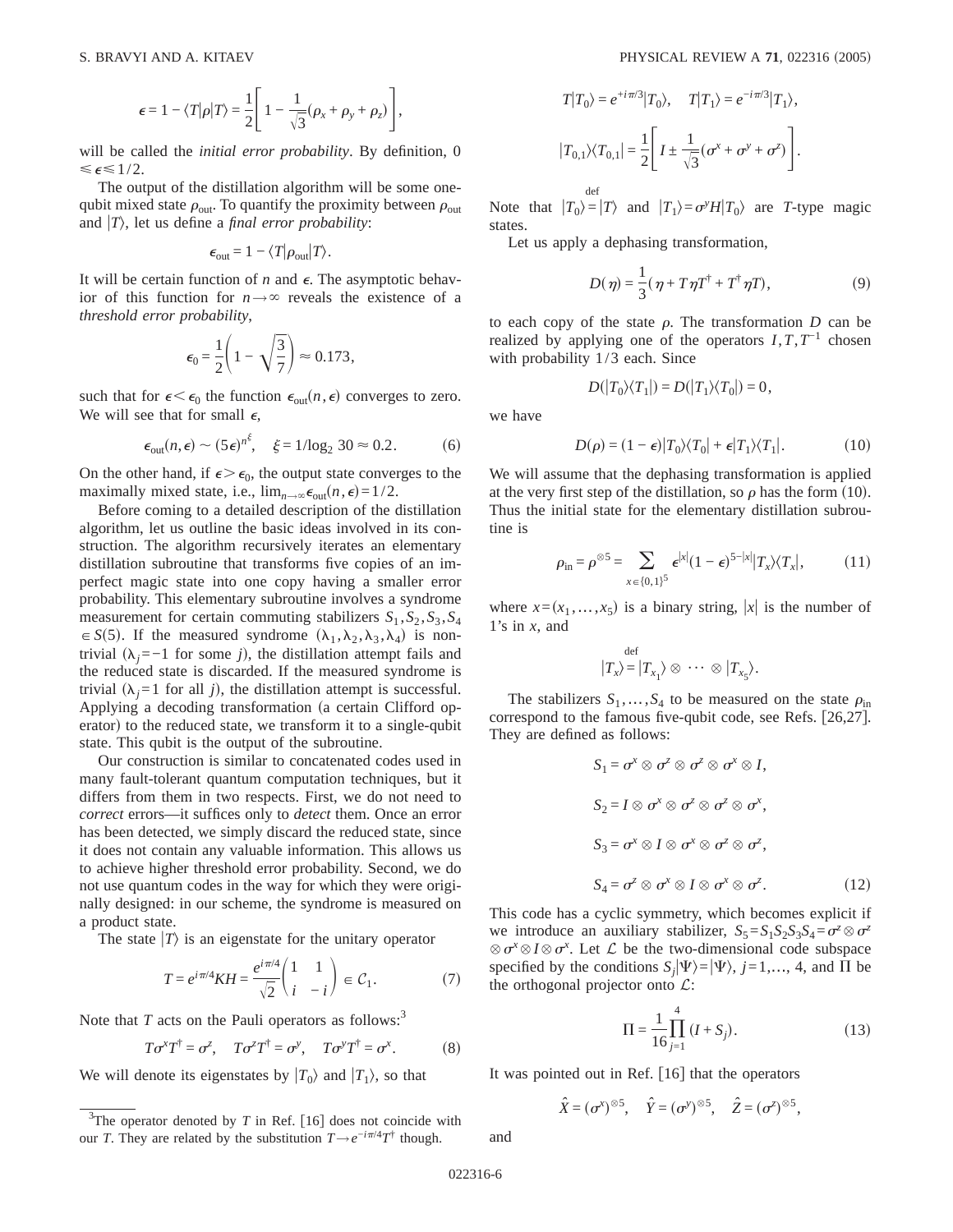$$\epsilon = 1 - \langle T|\rho|T\rangle = \frac{1}{2}\left[1 - \frac{1}{\sqrt{3}}(\rho_x + \rho_y + \rho_z)\right],$$

will be called the *initial error probability*. By definition, $0 \leqslant \epsilon \leqslant 1/2$.

The output of the distillation algorithm will be some one-qubit mixed state $\rho_{\rm out}$. To quantify the proximity between $\rho_{\rm out}$ and $|T\rangle$, let us define a *final error probability*:

$$\epsilon_{\rm out} = 1 - \langle T|\rho_{\rm out}|T\rangle.$$

It will be certain function of $n$ and $\epsilon$. The asymptotic behavior of this function for $n\to\infty$ reveals the existence of a *threshold error probability*,

$$\epsilon_0 = \frac{1}{2}\left(1 - \sqrt{\frac{3}{7}}\right) \approx 0.173,$$

such that for $\epsilon < \epsilon_0$ the function $\epsilon_{\rm out}(n,\epsilon)$ converges to zero. We will see that for small $\epsilon$,

$$\epsilon_{\rm out}(n,\epsilon) \sim (5\epsilon)^{n^{\xi}}, \quad \xi = 1/\log_2 30 \approx 0.2. \tag{6}$$

On the other hand, if $\epsilon > \epsilon_0$, the output state converges to the maximally mixed state, i.e., $\lim_{n\to\infty}\epsilon_{\rm out}(n,\epsilon) = 1/2$.

Before coming to a detailed description of the distillation algorithm, let us outline the basic ideas involved in its construction. The algorithm recursively iterates an elementary distillation subroutine that transforms five copies of an imperfect magic state into one copy having a smaller error probability. This elementary subroutine involves a syndrome measurement for certain commuting stabilizers $S_1,S_2,S_3,S_4 \in S(5)$. If the measured syndrome $(\lambda_1,\lambda_2,\lambda_3,\lambda_4)$ is nontrivial ($\lambda_j=-1$ for some $j$), the distillation attempt fails and the reduced state is discarded. If the measured syndrome is trivial ($\lambda_j=1$ for all $j$), the distillation attempt is successful. Applying a decoding transformation (a certain Clifford operator) to the reduced state, we transform it to a single-qubit state. This qubit is the output of the subroutine.

Our construction is similar to concatenated codes used in many fault-tolerant quantum computation techniques, but it differs from them in two respects. First, we do not need to *correct* errors—it suffices only to *detect* them. Once an error has been detected, we simply discard the reduced state, since it does not contain any valuable information. This allows us to achieve higher threshold error probability. Second, we do not use quantum codes in the way for which they were originally designed: in our scheme, the syndrome is measured on a product state.

The state $|T\rangle$ is an eigenstate for the unitary operator

$$T = e^{i\pi/4}KH = \frac{e^{i\pi/4}}{\sqrt{2}}\begin{pmatrix} 1 & 1 \\ i & -i \end{pmatrix} \in \mathcal{C}_1. \tag{7}$$

Note that $T$ acts on the Pauli operators as follows:[3]

$$T\sigma^x T^\dagger = \sigma^z, \quad T\sigma^z T^\dagger = \sigma^y, \quad T\sigma^y T^\dagger = \sigma^x. \tag{8}$$

We will denote its eigenstates by $|T_0\rangle$ and $|T_1\rangle$, so that

$$T|T_0\rangle = e^{+i\pi/3}|T_0\rangle, \quad T|T_1\rangle = e^{-i\pi/3}|T_1\rangle,$$

$$|T_{0,1}\rangle\langle T_{0,1}| = \frac{1}{2}\left[I \pm \frac{1}{\sqrt{3}}(\sigma^x + \sigma^y + \sigma^z)\right].$$

Note that $|T_0\rangle \overset{\rm def}{=} |T\rangle$ and $|T_1\rangle = \sigma^y H|T_0\rangle$ are $T$-type magic states.

Let us apply a dephasing transformation,

$$D(\eta) = \frac{1}{3}(\eta + T\eta T^\dagger + T^\dagger \eta T), \tag{9}$$

to each copy of the state $\rho$. The transformation $D$ can be realized by applying one of the operators $I, T, T^{-1}$ chosen with probability $1/3$ each. Since

$$D(|T_0\rangle\langle T_1|) = D(|T_1\rangle\langle T_0|) = 0,$$

we have

$$D(\rho) = (1-\epsilon)|T_0\rangle\langle T_0| + \epsilon|T_1\rangle\langle T_1|. \tag{10}$$

We will assume that the dephasing transformation is applied at the very first step of the distillation, so $\rho$ has the form (10). Thus the initial state for the elementary distillation subroutine is

$$\rho_{\rm in} = \rho^{\otimes 5} = \sum_{x\in\{0,1\}^5} \epsilon^{|x|}(1-\epsilon)^{5-|x|}|T_x\rangle\langle T_x|, \tag{11}$$

where $x=(x_1,\ldots,x_5)$ is a binary string, $|x|$ is the number of 1's in $x$, and

$$|T_x\rangle \overset{\rm def}{=} |T_{x_1}\rangle \otimes \cdots \otimes |T_{x_5}\rangle.$$

The stabilizers $S_1,\ldots,S_4$ to be measured on the state $\rho_{\rm in}$ correspond to the famous five-qubit code, see Refs. [26,27]. They are defined as follows:

$$S_1 = \sigma^x \otimes \sigma^z \otimes \sigma^z \otimes \sigma^x \otimes I,$$

$$S_2 = I \otimes \sigma^x \otimes \sigma^z \otimes \sigma^z \otimes \sigma^x,$$

$$S_3 = \sigma^x \otimes I \otimes \sigma^x \otimes \sigma^z \otimes \sigma^z,$$

$$S_4 = \sigma^z \otimes \sigma^x \otimes I \otimes \sigma^x \otimes \sigma^z. \tag{12}$$

This code has a cyclic symmetry, which becomes explicit if we introduce an auxiliary stabilizer, $S_5 = S_1S_2S_3S_4 = \sigma^z \otimes \sigma^z \otimes \sigma^x \otimes I \otimes \sigma^x$. Let $\mathcal{L}$ be the two-dimensional code subspace specified by the conditions $S_j|\Psi\rangle = |\Psi\rangle$, $j=1,\ldots,4$, and $\Pi$ be the orthogonal projector onto $\mathcal{L}$:

$$\Pi = \frac{1}{16}\prod_{j=1}^{4}(I + S_j). \tag{13}$$

It was pointed out in Ref. [16] that the operators

$$\hat{X} = (\sigma^x)^{\otimes 5}, \quad \hat{Y} = (\sigma^y)^{\otimes 5}, \quad \hat{Z} = (\sigma^z)^{\otimes 5},$$

and

[3] The operator denoted by $T$ in Ref. [16] does not coincide with our $T$. They are related by the substitution $T \to e^{-i\pi/4}T^\dagger$ though.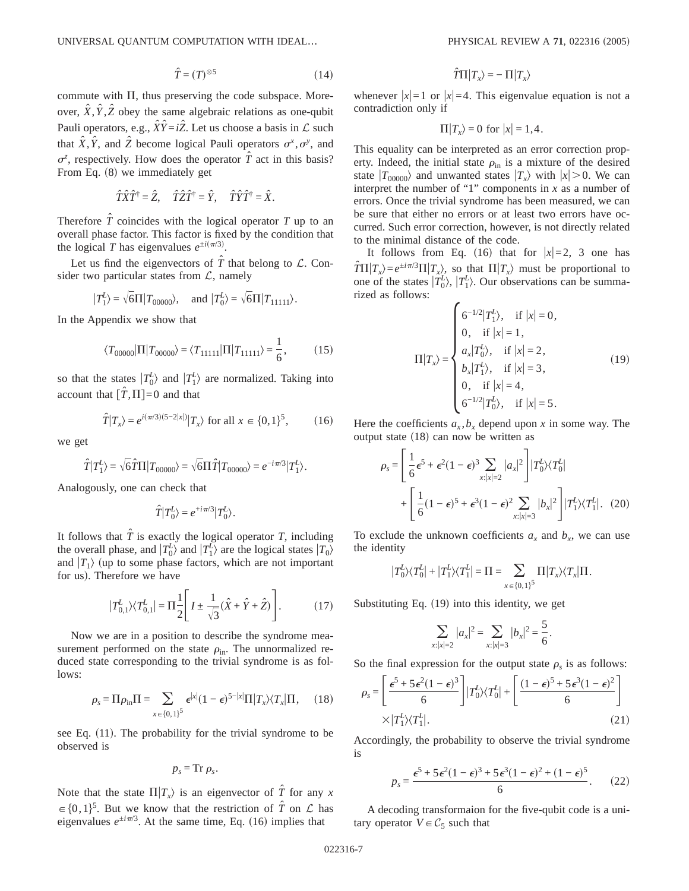$$\hat{T} = (T)^{\otimes 5} \tag{14}$$

commute with $\Pi$, thus preserving the code subspace. Moreover, $\hat{X}, \hat{Y}, \hat{Z}$ obey the same algebraic relations as one-qubit Pauli operators, e.g., $\hat{X}\hat{Y} = i\hat{Z}$. Let us choose a basis in $\mathcal{L}$ such that $\hat{X}, \hat{Y}$, and $\hat{Z}$ become logical Pauli operators $\sigma^x, \sigma^y$, and $\sigma^z$, respectively. How does the operator $\hat{T}$ act in this basis? From Eq. (8) we immediately get

$$\hat{T}\hat{X}\hat{T}^\dagger = \hat{Z}, \quad \hat{T}\hat{Z}\hat{T}^\dagger = \hat{Y}, \quad \hat{T}\hat{Y}\hat{T}^\dagger = \hat{X}.$$

Therefore $\hat{T}$ coincides with the logical operator $T$ up to an overall phase factor. This factor is fixed by the condition that the logical $T$ has eigenvalues $e^{\pm i(\pi/3)}$.

Let us find the eigenvectors of $\hat{T}$ that belong to $\mathcal{L}$. Consider two particular states from $\mathcal{L}$, namely

$$|T_1^L\rangle = \sqrt{6}\Pi|T_{00000}\rangle, \quad \text{and } |T_0^L\rangle = \sqrt{6}\Pi|T_{11111}\rangle.$$

In the Appendix we show that

$$\langle T_{00000}|\Pi|T_{00000}\rangle = \langle T_{11111}|\Pi|T_{11111}\rangle = \frac{1}{6}, \tag{15}$$

so that the states $|T_0^L\rangle$ and $|T_1^L\rangle$ are normalized. Taking into account that $[\hat{T}, \Pi] = 0$ and that

$$\hat{T}|T_x\rangle = e^{i(\pi/3)(5-2|x|)}|T_x\rangle \text{ for all } x \in \{0,1\}^5, \tag{16}$$

we get

$$\hat{T}|T_1^L\rangle = \sqrt{6}\hat{T}\Pi|T_{00000}\rangle = \sqrt{6}\Pi\hat{T}|T_{00000}\rangle = e^{-i\pi/3}|T_1^L\rangle.$$

Analogously, one can check that

$$\hat{T}|T_0^L\rangle = e^{+i\pi/3}|T_0^L\rangle.$$

It follows that $\hat{T}$ is exactly the logical operator $T$, including the overall phase, and $|T_0^L\rangle$ and $|T_1^L\rangle$ are the logical states $|T_0\rangle$ and $|T_1\rangle$ (up to some phase factors, which are not important for us). Therefore we have

$$|T_{0,1}^L\rangle\langle T_{0,1}^L| = \Pi\frac{1}{2}\left[I \pm \frac{1}{\sqrt{3}}(\hat{X} + \hat{Y} + \hat{Z})\right]. \tag{17}$$

Now we are in a position to describe the syndrome measurement performed on the state $\rho_{\text{in}}$. The unnormalized reduced state corresponding to the trivial syndrome is as follows:

$$\rho_s = \Pi\rho_{\text{in}}\Pi = \sum_{x \in \{0,1\}^5} \epsilon^{|x|}(1-\epsilon)^{5-|x|}\Pi|T_x\rangle\langle T_x|\Pi, \tag{18}$$

see Eq. (11). The probability for the trivial syndrome to be observed is

$$p_s = \text{Tr}\,\rho_s.$$

Note that the state $\Pi|T_x\rangle$ is an eigenvector of $\hat{T}$ for any $x \in \{0,1\}^5$. But we know that the restriction of $\hat{T}$ on $\mathcal{L}$ has eigenvalues $e^{\pm i\pi/3}$. At the same time, Eq. (16) implies that

$$\hat{T}\Pi|T_x\rangle = -\Pi|T_x\rangle$$

whenever $|x| = 1$ or $|x| = 4$. This eigenvalue equation is not a contradiction only if

$$\Pi|T_x\rangle = 0 \text{ for } |x| = 1,4.$$

This equality can be interpreted as an error correction property. Indeed, the initial state $\rho_{\text{in}}$ is a mixture of the desired state $|T_{00000}\rangle$ and unwanted states $|T_x\rangle$ with $|x| > 0$. We can interpret the number of "1" components in $x$ as a number of errors. Once the trivial syndrome has been measured, we can be sure that either no errors or at least two errors have occurred. Such error correction, however, is not directly related to the minimal distance of the code.

It follows from Eq. (16) that for $|x| = 2$, 3 one has $\hat{T}\Pi|T_x\rangle = e^{\pm i\pi/3}\Pi|T_x\rangle$, so that $\Pi|T_x\rangle$ must be proportional to one of the states $|T_0^L\rangle$, $|T_1^L\rangle$. Our observations can be summarized as follows:

$$\Pi|T_x\rangle = \begin{cases} 6^{-1/2}|T_1^L\rangle, & \text{if } |x| = 0, \\ 0, & \text{if } |x| = 1, \\ a_x|T_0^L\rangle, & \text{if } |x| = 2, \\ b_x|T_1^L\rangle, & \text{if } |x| = 3, \\ 0, & \text{if } |x| = 4, \\ 6^{-1/2}|T_0^L\rangle, & \text{if } |x| = 5. \end{cases} \tag{19}$$

Here the coefficients $a_x, b_x$ depend upon $x$ in some way. The output state (18) can now be written as

$$\rho_s = \left[\frac{1}{6}\epsilon^5 + \epsilon^2(1-\epsilon)^3\sum_{x:|x|=2}|a_x|^2\right]|T_0^L\rangle\langle T_0^L| + \left[\frac{1}{6}(1-\epsilon)^5 + \epsilon^3(1-\epsilon)^2\sum_{x:|x|=3}|b_x|^2\right]|T_1^L\rangle\langle T_1^L|. \tag{20}$$

To exclude the unknown coefficients $a_x$ and $b_x$, we can use the identity

$$|T_0^L\rangle\langle T_0^L| + |T_1^L\rangle\langle T_1^L| = \Pi = \sum_{x \in \{0,1\}^5} \Pi|T_x\rangle\langle T_x|\Pi.$$

Substituting Eq. (19) into this identity, we get

$$\sum_{x:|x|=2}|a_x|^2 = \sum_{x:|x|=3}|b_x|^2 = \frac{5}{6}.$$

So the final expression for the output state $\rho_s$ is as follows:

$$\rho_s = \left[\frac{\epsilon^5 + 5\epsilon^2(1-\epsilon)^3}{6}\right]|T_0^L\rangle\langle T_0^L| + \left[\frac{(1-\epsilon)^5 + 5\epsilon^3(1-\epsilon)^2}{6}\right] \times |T_1^L\rangle\langle T_1^L|. \tag{21}$$

Accordingly, the probability to observe the trivial syndrome is

$$p_s = \frac{\epsilon^5 + 5\epsilon^2(1-\epsilon)^3 + 5\epsilon^3(1-\epsilon)^2 + (1-\epsilon)^5}{6}. \tag{22}$$

A decoding transformaion for the five-qubit code is a unitary operator $V \in \mathcal{C}_5$ such that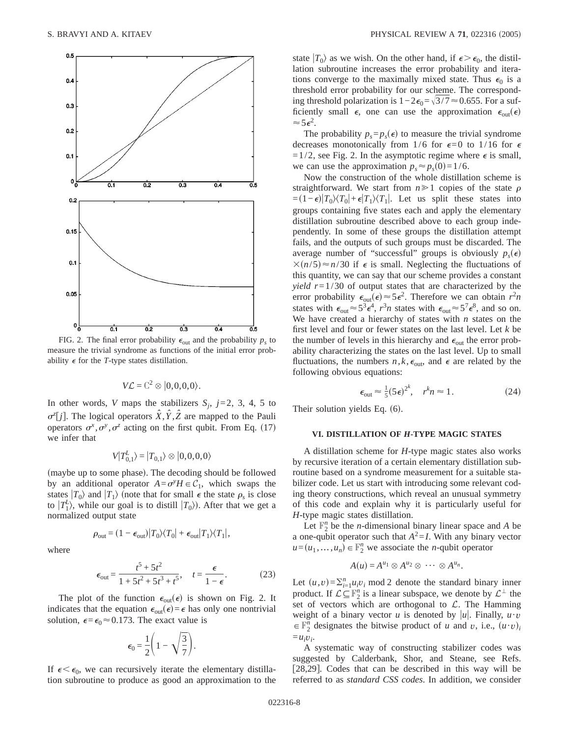FIG. 2. The final error probability $\epsilon_{\text{out}}$ and the probability $p_s$ to measure the trivial syndrome as functions of the initial error probability $\epsilon$ for the $T$-type states distillation.

$$V\mathcal{L} = \mathbb{C}^2 \otimes |0,0,0,0\rangle.$$

In other words, $V$ maps the stabilizers $S_j$, $j=2, 3, 4, 5$ to $\sigma^z[j]$. The logical operators $\hat{X}, \hat{Y}, \hat{Z}$ are mapped to the Pauli operators $\sigma^x, \sigma^y, \sigma^z$ acting on the first qubit. From Eq. (17) we infer that

$$V|T_{0,1}^L\rangle = |T_{0,1}\rangle \otimes |0,0,0,0\rangle$$

(maybe up to some phase). The decoding should be followed by an additional operator $A=\sigma^y H \in \mathcal{C}_1$, which swaps the states $|T_0\rangle$ and $|T_1\rangle$ (note that for small $\epsilon$ the state $\rho_s$ is close to $|T_1^L\rangle$, while our goal is to distill $|T_0\rangle$). After that we get a normalized output state

$$\rho_{\text{out}} = (1-\epsilon_{\text{out}})|T_0\rangle\langle T_0| + \epsilon_{\text{out}}|T_1\rangle\langle T_1|,$$

where

$$\epsilon_{\text{out}} = \frac{t^5+5t^2}{1+5t^2+5t^3+t^5}, \quad t = \frac{\epsilon}{1-\epsilon}. \tag{23}$$

The plot of the function $\epsilon_{\text{out}}(\epsilon)$ is shown on Fig. 2. It indicates that the equation $\epsilon_{\text{out}}(\epsilon)=\epsilon$ has only one nontrivial solution, $\epsilon=\epsilon_0 \approx 0.173$. The exact value is

$$\epsilon_0 = \frac{1}{2}\left(1-\sqrt{\frac{3}{7}}\right).$$

If $\epsilon < \epsilon_0$, we can recursively iterate the elementary distillation subroutine to produce as good an approximation to the state $|T_0\rangle$ as we wish. On the other hand, if $\epsilon > \epsilon_0$, the distillation subroutine increases the error probability and iterations converge to the maximally mixed state. Thus $\epsilon_0$ is a threshold error probability for our scheme. The corresponding threshold polarization is $1-2\epsilon_0 = \sqrt{3/7} \approx 0.655$. For a sufficiently small $\epsilon$, one can use the approximation $\epsilon_{\text{out}}(\epsilon) \approx 5\epsilon^2$.

The probability $p_s = p_s(\epsilon)$ to measure the trivial syndrome decreases monotonically from $1/6$ for $\epsilon=0$ to $1/16$ for $\epsilon = 1/2$, see Fig. 2. In the asymptotic regime where $\epsilon$ is small, we can use the approximation $p_s \approx p_s(0) = 1/6$.

Now the construction of the whole distillation scheme is straightforward. We start from $n \gg 1$ copies of the state $\rho = (1-\epsilon)|T_0\rangle\langle T_0| + \epsilon|T_1\rangle\langle T_1|$. Let us split these states into groups containing five states each and apply the elementary distillation subroutine described above to each group independently. In some of these groups the distillation attempt fails, and the outputs of such groups must be discarded. The average number of "successful" groups is obviously $p_s(\epsilon) \times (n/5) \approx n/30$ if $\epsilon$ is small. Neglecting the fluctuations of this quantity, we can say that our scheme provides a constant *yield* $r=1/30$ of output states that are characterized by the error probability $\epsilon_{\text{out}}(\epsilon) \approx 5\epsilon^2$. Therefore we can obtain $r^2 n$ states with $\epsilon_{\text{out}} \approx 5^3\epsilon^4$, $r^3 n$ states with $\epsilon_{\text{out}} \approx 5^7\epsilon^8$, and so on. We have created a hierarchy of states with $n$ states on the first level and four or fewer states on the last level. Let $k$ be the number of levels in this hierarchy and $\epsilon_{\text{out}}$ the error probability characterizing the states on the last level. Up to small fluctuations, the numbers $n, k, \epsilon_{\text{out}}$, and $\epsilon$ are related by the following obvious equations:

$$\epsilon_{\text{out}} \approx \tfrac{1}{5}(5\epsilon)^{2^k}, \quad r^k n \approx 1. \tag{24}$$

Their solution yields Eq. (6).

### VI. DISTILLATION OF *H*-TYPE MAGIC STATES

A distillation scheme for $H$-type magic states also works by recursive iteration of a certain elementary distillation subroutine based on a syndrome measurement for a suitable stabilizer code. Let us start with introducing some relevant coding theory constructions, which reveal an unusual symmetry of this code and explain why it is particularly useful for $H$-type magic states distillation.

Let $\mathbb{F}_2^n$ be the $n$-dimensional binary linear space and $A$ be a one-qubit operator such that $A^2=I$. With any binary vector $u=(u_1,\ldots,u_n)\in\mathbb{F}_2^n$ we associate the $n$-qubit operator

$$A(u) = A^{u_1} \otimes A^{u_2} \otimes \cdots \otimes A^{u_n}.$$

Let $(u,v)=\sum_{i=1}^n u_i v_i \bmod 2$ denote the standard binary inner product. If $\mathcal{L} \subseteq \mathbb{F}_2^n$ is a linear subspace, we denote by $\mathcal{L}^\perp$ the set of vectors which are orthogonal to $\mathcal{L}$. The Hamming weight of a binary vector $u$ is denoted by $|u|$. Finally, $u \cdot v \in \mathbb{F}_2^n$ designates the bitwise product of $u$ and $v$, i.e., $(u\cdot v)_i = u_i v_i$.

A systematic way of constructing stabilizer codes was suggested by Calderbank, Shor, and Steane, see Refs. [28,29]. Codes that can be described in this way will be referred to as *standard CSS codes*. In addition, we consider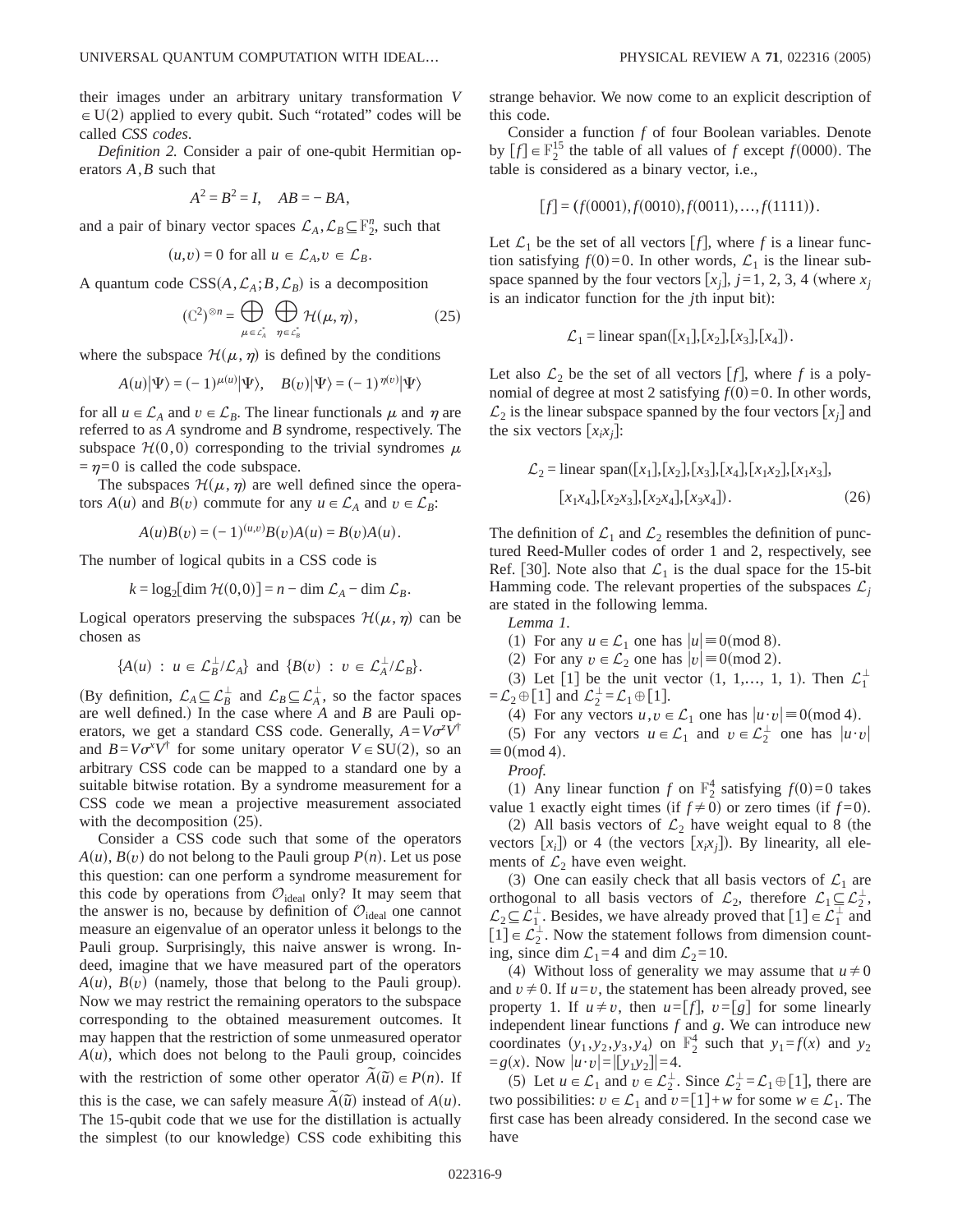their images under an arbitrary unitary transformation $V \in \mathrm{U}(2)$ applied to every qubit. Such "rotated" codes will be called *CSS codes*.

*Definition 2.* Consider a pair of one-qubit Hermitian operators $A, B$ such that

$$A^2 = B^2 = I, \quad AB = -BA,$$

and a pair of binary vector spaces $\mathcal{L}_A, \mathcal{L}_B \subseteq \mathbb{F}_2^n$, such that

$$(u,v) = 0 \text{ for all } u \in \mathcal{L}_A, v \in \mathcal{L}_B.$$

A quantum code CSS$(A, \mathcal{L}_A; B, \mathcal{L}_B)$ is a decomposition

$$(\mathbb{C}^2)^{\otimes n} = \bigoplus_{\mu \in \mathcal{L}_A^*} \bigoplus_{\eta \in \mathcal{L}_B^*} \mathcal{H}(\mu, \eta), \tag{25}$$

where the subspace $\mathcal{H}(\mu, \eta)$ is defined by the conditions

$$A(u)|\Psi\rangle = (-1)^{\mu(u)}|\Psi\rangle, \quad B(v)|\Psi\rangle = (-1)^{\eta(v)}|\Psi\rangle$$

for all $u \in \mathcal{L}_A$ and $v \in \mathcal{L}_B$. The linear functionals $\mu$ and $\eta$ are referred to as $A$ syndrome and $B$ syndrome, respectively. The subspace $\mathcal{H}(0,0)$ corresponding to the trivial syndromes $\mu = \eta = 0$ is called the code subspace.

The subspaces $\mathcal{H}(\mu, \eta)$ are well defined since the operators $A(u)$ and $B(v)$ commute for any $u \in \mathcal{L}_A$ and $v \in \mathcal{L}_B$:

$$A(u)B(v) = (-1)^{(u,v)}B(v)A(u) = B(v)A(u).$$

The number of logical qubits in a CSS code is

$$k = \log_2[\dim \mathcal{H}(0,0)] = n - \dim \mathcal{L}_A - \dim \mathcal{L}_B.$$

Logical operators preserving the subspaces $\mathcal{H}(\mu, \eta)$ can be chosen as

$$\{A(u) \, : \, u \in \mathcal{L}_B^\perp / \mathcal{L}_A\} \text{ and } \{B(v) \, : \, v \in \mathcal{L}_A^\perp / \mathcal{L}_B\}.$$

(By definition, $\mathcal{L}_A \subseteq \mathcal{L}_B^\perp$ and $\mathcal{L}_B \subseteq \mathcal{L}_A^\perp$, so the factor spaces are well defined.) In the case where $A$ and $B$ are Pauli operators, we get a standard CSS code. Generally, $A = V\sigma^z V^\dagger$ and $B = V\sigma^x V^\dagger$ for some unitary operator $V \in \mathrm{SU}(2)$, so an arbitrary CSS code can be mapped to a standard one by a suitable bitwise rotation. By a syndrome measurement for a CSS code we mean a projective measurement associated with the decomposition (25).

Consider a CSS code such that some of the operators $A(u)$, $B(v)$ do not belong to the Pauli group $P(n)$. Let us pose this question: can one perform a syndrome measurement for this code by operations from $\mathcal{O}_{\text{ideal}}$ only? It may seem that the answer is no, because by definition of $\mathcal{O}_{\text{ideal}}$ one cannot measure an eigenvalue of an operator unless it belongs to the Pauli group. Surprisingly, this naive answer is wrong. Indeed, imagine that we have measured part of the operators $A(u)$, $B(v)$ (namely, those that belong to the Pauli group). Now we may restrict the remaining operators to the subspace corresponding to the obtained measurement outcomes. It may happen that the restriction of some unmeasured operator $A(u)$, which does not belong to the Pauli group, coincides with the restriction of some other operator $\tilde{A}(\tilde{u}) \in P(n)$. If this is the case, we can safely measure $\tilde{A}(\tilde{u})$ instead of $A(u)$. The 15-qubit code that we use for the distillation is actually the simplest (to our knowledge) CSS code exhibiting this strange behavior. We now come to an explicit description of this code.

Consider a function $f$ of four Boolean variables. Denote by $[f] \in \mathbb{F}_2^{15}$ the table of all values of $f$ except $f(0000)$. The table is considered as a binary vector, i.e.,

$$[f] = (f(0001), f(0010), f(0011), \ldots, f(1111)).$$

Let $\mathcal{L}_1$ be the set of all vectors $[f]$, where $f$ is a linear function satisfying $f(0)=0$. In other words, $\mathcal{L}_1$ is the linear subspace spanned by the four vectors $[x_j]$, $j=1,2,3,4$ (where $x_j$ is an indicator function for the $j$th input bit):

$$\mathcal{L}_1 = \text{linear span}([x_1],[x_2],[x_3],[x_4]).$$

Let also $\mathcal{L}_2$ be the set of all vectors $[f]$, where $f$ is a polynomial of degree at most 2 satisfying $f(0)=0$. In other words, $\mathcal{L}_2$ is the linear subspace spanned by the four vectors $[x_j]$ and the six vectors $[x_i x_j]$:

$$\begin{aligned}\mathcal{L}_2 = \text{linear span}(&[x_1],[x_2],[x_3],[x_4],[x_1x_2],[x_1x_3],\\ &[x_1x_4],[x_2x_3],[x_2x_4],[x_3x_4]).\end{aligned} \tag{26}$$

The definition of $\mathcal{L}_1$ and $\mathcal{L}_2$ resembles the definition of punctured Reed-Muller codes of order 1 and 2, respectively, see Ref. [30]. Note also that $\mathcal{L}_1$ is the dual space for the 15-bit Hamming code. The relevant properties of the subspaces $\mathcal{L}_j$ are stated in the following lemma.

*Lemma 1.*

(1) For any $u \in \mathcal{L}_1$ one has $|u| \equiv 0 \pmod 8$.

(2) For any $v \in \mathcal{L}_2$ one has $|v| \equiv 0 \pmod 2$.

(3) Let $[1]$ be the unit vector $(1,1,\ldots,1,1)$. Then $\mathcal{L}_1^\perp = \mathcal{L}_2 \oplus [1]$ and $\mathcal{L}_2^\perp = \mathcal{L}_1 \oplus [1]$.

(4) For any vectors $u, v \in \mathcal{L}_1$ one has $|u \cdot v| \equiv 0 \pmod 4$.

(5) For any vectors $u \in \mathcal{L}_1$ and $v \in \mathcal{L}_2^\perp$ one has $|u \cdot v| \equiv 0 \pmod 4$.

*Proof.*

(1) Any linear function $f$ on $\mathbb{F}_2^4$ satisfying $f(0)=0$ takes value 1 exactly eight times (if $f \neq 0$) or zero times (if $f=0$).

(2) All basis vectors of $\mathcal{L}_2$ have weight equal to 8 (the vectors $[x_i]$) or 4 (the vectors $[x_i x_j]$). By linearity, all elements of $\mathcal{L}_2$ have even weight.

(3) One can easily check that all basis vectors of $\mathcal{L}_1$ are orthogonal to all basis vectors of $\mathcal{L}_2$, therefore $\mathcal{L}_1 \subseteq \mathcal{L}_2^\perp$, $\mathcal{L}_2 \subseteq \mathcal{L}_1^\perp$. Besides, we have already proved that $[1] \in \mathcal{L}_1^\perp$ and $[1] \in \mathcal{L}_2^\perp$. Now the statement follows from dimension counting, since $\dim \mathcal{L}_1 = 4$ and $\dim \mathcal{L}_2 = 10$.

(4) Without loss of generality we may assume that $u \neq 0$ and $v \neq 0$. If $u=v$, the statement has been already proved, see property 1. If $u \neq v$, then $u=[f]$, $v=[g]$ for some linearly independent linear functions $f$ and $g$. We can introduce new coordinates $(y_1, y_2, y_3, y_4)$ on $\mathbb{F}_2^4$ such that $y_1 = f(x)$ and $y_2 = g(x)$. Now $|u \cdot v| = |[y_1 y_2]| = 4$.

(5) Let $u \in \mathcal{L}_1$ and $v \in \mathcal{L}_2^\perp$. Since $\mathcal{L}_2^\perp = \mathcal{L}_1 \oplus [1]$, there are two possibilities: $v \in \mathcal{L}_1$ and $v = [1] + w$ for some $w \in \mathcal{L}_1$. The first case has been already considered. In the second case we have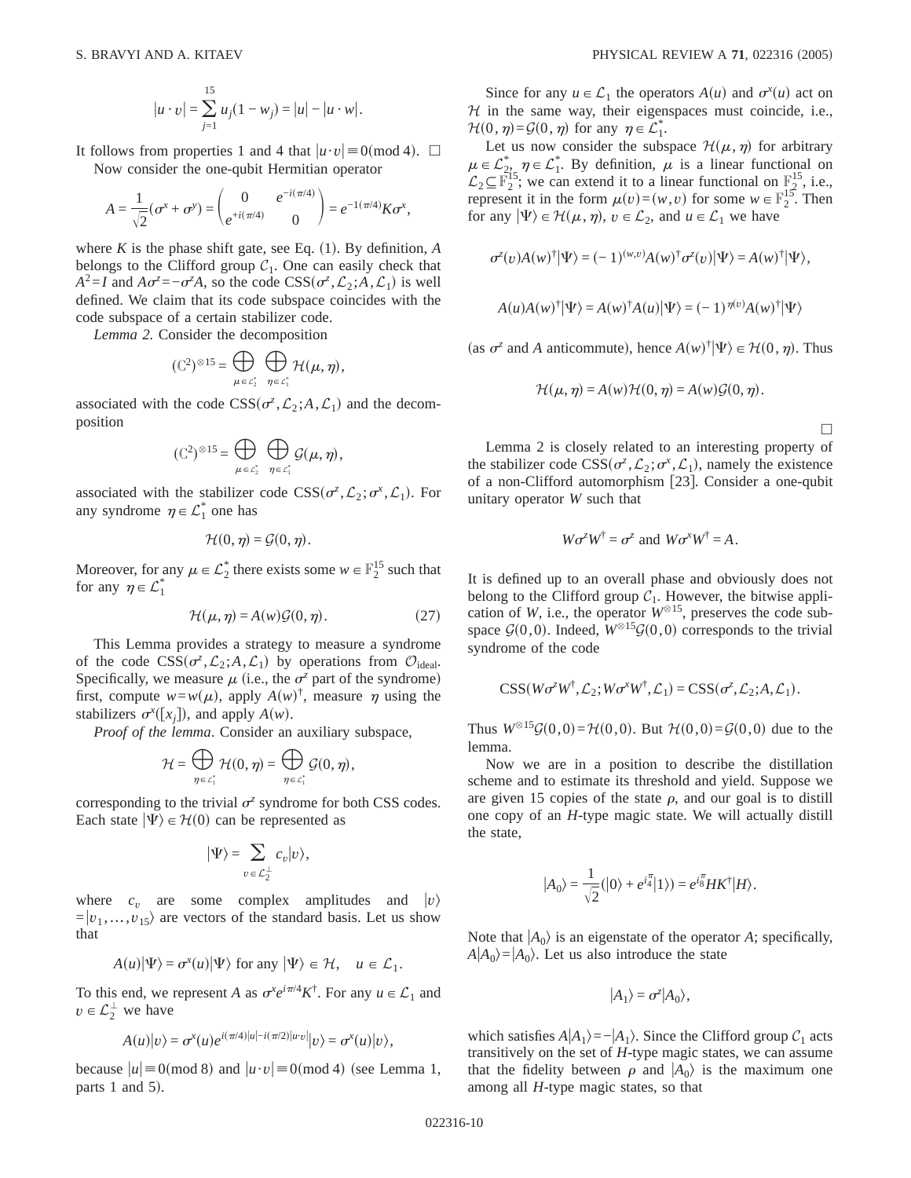$$|u \cdot v| = \sum_{j=1}^{15} u_j(1 - w_j) = |u| - |u \cdot w|.$$

It follows from properties 1 and 4 that $|u \cdot v| \equiv 0 \pmod 4$. $\square$

Now consider the one-qubit Hermitian operator

$$A = \frac{1}{\sqrt{2}}(\sigma^x + \sigma^y) = \begin{pmatrix} 0 & e^{-i(\pi/4)} \\ e^{+i(\pi/4)} & 0 \end{pmatrix} = e^{-1(\pi/4)} K \sigma^x,$$

where $K$ is the phase shift gate, see Eq. (1). By definition, $A$ belongs to the Clifford group $\mathcal{C}_1$. One can easily check that $A^2 = I$ and $A\sigma^z = -\sigma^z A$, so the code $\mathrm{CSS}(\sigma^z, \mathcal{L}_2; A, \mathcal{L}_1)$ is well defined. We claim that its code subspace coincides with the code subspace of a certain stabilizer code.

*Lemma 2.* Consider the decomposition

$$(\mathbb{C}^2)^{\otimes 15} = \bigoplus_{\mu \in \mathcal{L}_2^*} \bigoplus_{\eta \in \mathcal{L}_1^*} \mathcal{H}(\mu, \eta),$$

associated with the code $\mathrm{CSS}(\sigma^z, \mathcal{L}_2; A, \mathcal{L}_1)$ and the decomposition

$$(\mathbb{C}^2)^{\otimes 15} = \bigoplus_{\mu \in \mathcal{L}_2^*} \bigoplus_{\eta \in \mathcal{L}_1^*} \mathcal{G}(\mu, \eta),$$

associated with the stabilizer code $\mathrm{CSS}(\sigma^z, \mathcal{L}_2; \sigma^x, \mathcal{L}_1)$. For any syndrome $\eta \in \mathcal{L}_1^*$ one has

$$\mathcal{H}(0, \eta) = \mathcal{G}(0, \eta).$$

Moreover, for any $\mu \in \mathcal{L}_2^*$ there exists some $w \in \mathbb{F}_2^{15}$ such that for any $\eta \in \mathcal{L}_1^*$

$$\mathcal{H}(\mu, \eta) = A(w)\mathcal{G}(0, \eta). \tag{27}$$

This Lemma provides a strategy to measure a syndrome of the code $\mathrm{CSS}(\sigma^z, \mathcal{L}_2; A, \mathcal{L}_1)$ by operations from $\mathcal{O}_{\text{ideal}}$. Specifically, we measure $\mu$ (i.e., the $\sigma^z$ part of the syndrome) first, compute $w = w(\mu)$, apply $A(w)^\dagger$, measure $\eta$ using the stabilizers $\sigma^x([x_j])$, and apply $A(w)$.

*Proof of the lemma.* Consider an auxiliary subspace,

$$\mathcal{H} = \bigoplus_{\eta \in \mathcal{L}_1^*} \mathcal{H}(0, \eta) = \bigoplus_{\eta \in \mathcal{L}_1^*} \mathcal{G}(0, \eta),$$

corresponding to the trivial $\sigma^z$ syndrome for both CSS codes. Each state $|\Psi\rangle \in \mathcal{H}(0)$ can be represented as

$$|\Psi\rangle = \sum_{v \in \mathcal{L}_2^\perp} c_v |v\rangle,$$

where $c_v$ are some complex amplitudes and $|v\rangle = |v_1, \ldots, v_{15}\rangle$ are vectors of the standard basis. Let us show that

$$A(u)|\Psi\rangle = \sigma^x(u)|\Psi\rangle \text{ for any } |\Psi\rangle \in \mathcal{H}, \quad u \in \mathcal{L}_1.$$

To this end, we represent $A$ as $\sigma^x e^{i\pi/4} K^\dagger$. For any $u \in \mathcal{L}_1$ and $v \in \mathcal{L}_2^\perp$ we have

$$A(u)|v\rangle = \sigma^x(u) e^{i(\pi/4)|u| - i(\pi/2)|u \cdot v|}|v\rangle = \sigma^x(u)|v\rangle,$$

because $|u| \equiv 0 \pmod 8$ and $|u \cdot v| \equiv 0 \pmod 4$ (see Lemma 1, parts 1 and 5).

Since for any $u \in \mathcal{L}_1$ the operators $A(u)$ and $\sigma^x(u)$ act on $\mathcal{H}$ in the same way, their eigenspaces must coincide, i.e., $\mathcal{H}(0, \eta) = \mathcal{G}(0, \eta)$ for any $\eta \in \mathcal{L}_1^*$.

Let us now consider the subspace $\mathcal{H}(\mu, \eta)$ for arbitrary $\mu \in \mathcal{L}_2^*$, $\eta \in \mathcal{L}_1^*$. By definition, $\mu$ is a linear functional on $\mathcal{L}_2 \subseteq \mathbb{F}_2^{15}$; we can extend it to a linear functional on $\mathbb{F}_2^{15}$, i.e., represent it in the form $\mu(v) = (w, v)$ for some $w \in \mathbb{F}_2^{15}$. Then for any $|\Psi\rangle \in \mathcal{H}(\mu, \eta)$, $v \in \mathcal{L}_2$, and $u \in \mathcal{L}_1$ we have

$$\sigma^z(v) A(w)^\dagger |\Psi\rangle = (-1)^{(w,v)} A(w)^\dagger \sigma^z(v)|\Psi\rangle = A(w)^\dagger |\Psi\rangle,$$

$$A(u) A(w)^\dagger |\Psi\rangle = A(w)^\dagger A(u)|\Psi\rangle = (-1)^{\eta(v)} A(w)^\dagger |\Psi\rangle$$

(as $\sigma^z$ and $A$ anticommute), hence $A(w)^\dagger|\Psi\rangle \in \mathcal{H}(0, \eta)$. Thus

$$\mathcal{H}(\mu, \eta) = A(w)\mathcal{H}(0, \eta) = A(w)\mathcal{G}(0, \eta).$$

$\square$

Lemma 2 is closely related to an interesting property of the stabilizer code $\mathrm{CSS}(\sigma^z, \mathcal{L}_2; \sigma^x, \mathcal{L}_1)$, namely the existence of a non-Clifford automorphism [23]. Consider a one-qubit unitary operator $W$ such that

$$W\sigma^z W^\dagger = \sigma^z \text{ and } W\sigma^x W^\dagger = A.$$

It is defined up to an overall phase and obviously does not belong to the Clifford group $\mathcal{C}_1$. However, the bitwise application of $W$, i.e., the operator $W^{\otimes 15}$, preserves the code subspace $\mathcal{G}(0, 0)$. Indeed, $W^{\otimes 15}\mathcal{G}(0, 0)$ corresponds to the trivial syndrome of the code

$$\mathrm{CSS}(W\sigma^z W^\dagger, \mathcal{L}_2; W\sigma^x W^\dagger, \mathcal{L}_1) = \mathrm{CSS}(\sigma^z, \mathcal{L}_2; A, \mathcal{L}_1).$$

Thus $W^{\otimes 15}\mathcal{G}(0, 0) = \mathcal{H}(0, 0)$. But $\mathcal{H}(0, 0) = \mathcal{G}(0, 0)$ due to the lemma.

Now we are in a position to describe the distillation scheme and to estimate its threshold and yield. Suppose we are given 15 copies of the state $\rho$, and our goal is to distill one copy of an $H$-type magic state. We will actually distill the state,

$$|A_0\rangle = \frac{1}{\sqrt{2}}(|0\rangle + e^{i\frac{\pi}{4}}|1\rangle) = e^{i\frac{\pi}{8}} H K^\dagger |H\rangle.$$

Note that $|A_0\rangle$ is an eigenstate of the operator $A$; specifically, $A|A_0\rangle = |A_0\rangle$. Let us also introduce the state

$$|A_1\rangle = \sigma^z |A_0\rangle,$$

which satisfies $A|A_1\rangle = -|A_1\rangle$. Since the Clifford group $\mathcal{C}_1$ acts transitively on the set of $H$-type magic states, we can assume that the fidelity between $\rho$ and $|A_0\rangle$ is the maximum one among all $H$-type magic states, so that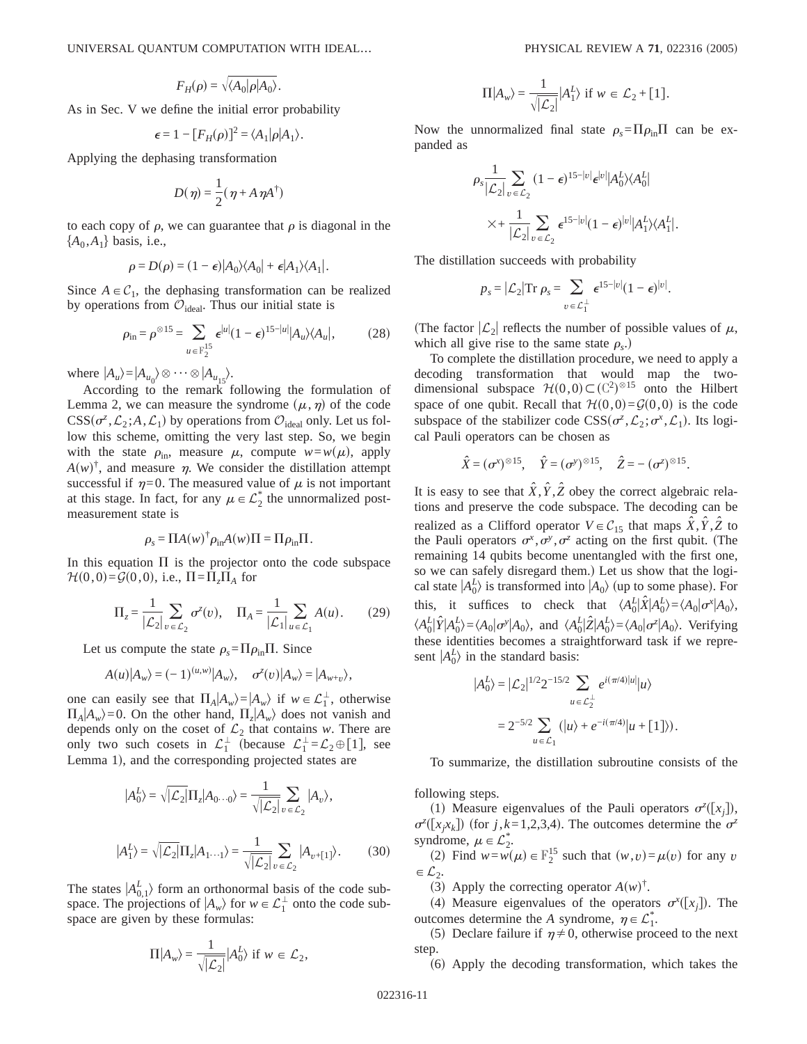$$F_H(\rho) = \sqrt{\langle A_0|\rho|A_0\rangle}.$$

As in Sec. V we define the initial error probability

$$\epsilon = 1 - [F_H(\rho)]^2 = \langle A_1|\rho|A_1\rangle.$$

Applying the dephasing transformation

$$D(\eta) = \frac{1}{2}(\eta + A\eta A^\dagger)$$

to each copy of $\rho$, we can guarantee that $\rho$ is diagonal in the $\{A_0, A_1\}$ basis, i.e.,

$$\rho = D(\rho) = (1-\epsilon)|A_0\rangle\langle A_0| + \epsilon|A_1\rangle\langle A_1|.$$

Since $A \in \mathcal{C}_1$, the dephasing transformation can be realized by operations from $\mathcal{O}_{\text{ideal}}$. Thus our initial state is

$$\rho_{\text{in}} = \rho^{\otimes 15} = \sum_{u \in \mathbb{F}_2^{15}} \epsilon^{|u|}(1-\epsilon)^{15-|u|}|A_u\rangle\langle A_u|, \tag{28}$$

where $|A_u\rangle = |A_{u_0}\rangle \otimes \cdots \otimes |A_{u_{15}}\rangle$.

According to the remark following the formulation of Lemma 2, we can measure the syndrome $(\mu, \eta)$ of the code $\text{CSS}(\sigma^z, \mathcal{L}_2; A, \mathcal{L}_1)$ by operations from $\mathcal{O}_{\text{ideal}}$ only. Let us follow this scheme, omitting the very last step. So, we begin with the state $\rho_{\text{in}}$, measure $\mu$, compute $w = w(\mu)$, apply $A(w)^\dagger$, and measure $\eta$. We consider the distillation attempt successful if $\eta = 0$. The measured value of $\mu$ is not important at this stage. In fact, for any $\mu \in \mathcal{L}_2^*$ the unnormalized post-measurement state is

$$\rho_s = \Pi A(w)^\dagger \rho_{\text{in}} A(w)\Pi = \Pi\rho_{\text{in}}\Pi.$$

In this equation $\Pi$ is the projector onto the code subspace $\mathcal{H}(0,0) = \mathcal{G}(0,0)$, i.e., $\Pi = \Pi_z \Pi_A$ for

$$\Pi_z = \frac{1}{|\mathcal{L}_2|}\sum_{v \in \mathcal{L}_2} \sigma^z(v), \quad \Pi_A = \frac{1}{|\mathcal{L}_1|}\sum_{u \in \mathcal{L}_1} A(u). \tag{29}$$

Let us compute the state $\rho_s = \Pi\rho_{\text{in}}\Pi$. Since

$$A(u)|A_w\rangle = (-1)^{(u,w)}|A_w\rangle, \quad \sigma^z(v)|A_w\rangle = |A_{w+v}\rangle,$$

one can easily see that $\Pi_A|A_w\rangle = |A_w\rangle$ if $w \in \mathcal{L}_1^\perp$, otherwise $\Pi_A|A_w\rangle = 0$. On the other hand, $\Pi_z|A_w\rangle$ does not vanish and depends only on the coset of $\mathcal{L}_2$ that contains $w$. There are only two such cosets in $\mathcal{L}_1^\perp$ (because $\mathcal{L}_1^\perp = \mathcal{L}_2 \oplus [1]$, see Lemma 1), and the corresponding projected states are

$$|A_0^L\rangle = \sqrt{|\mathcal{L}_2|}\,\Pi_z|A_{0\cdots 0}\rangle = \frac{1}{\sqrt{|\mathcal{L}_2|}}\sum_{v \in \mathcal{L}_2}|A_v\rangle,$$

$$|A_1^L\rangle = \sqrt{|\mathcal{L}_2|}\,\Pi_z|A_{1\cdots 1}\rangle = \frac{1}{\sqrt{|\mathcal{L}_2|}}\sum_{v \in \mathcal{L}_2}|A_{v+[1]}\rangle. \tag{30}$$

The states $|A_{0,1}^L\rangle$ form an orthonormal basis of the code subspace. The projections of $|A_w\rangle$ for $w \in \mathcal{L}_1^\perp$ onto the code subspace are given by these formulas:

$$\Pi|A_w\rangle = \frac{1}{\sqrt{|\mathcal{L}_2|}}|A_0^L\rangle \text{ if } w \in \mathcal{L}_2,$$

$$\Pi|A_w\rangle = \frac{1}{\sqrt{|\mathcal{L}_2|}}|A_1^L\rangle \text{ if } w \in \mathcal{L}_2 + [1].$$

Now the unnormalized final state $\rho_s = \Pi\rho_{\text{in}}\Pi$ can be expanded as

$$\rho_s \frac{1}{|\mathcal{L}_2|}\sum_{v \in \mathcal{L}_2}(1-\epsilon)^{15-|v|}\epsilon^{|v|}|A_0^L\rangle\langle A_0^L|$$

$$\times + \frac{1}{|\mathcal{L}_2|}\sum_{v \in \mathcal{L}_2}\epsilon^{15-|v|}(1-\epsilon)^{|v|}|A_1^L\rangle\langle A_1^L|.$$

The distillation succeeds with probability

$$p_s = |\mathcal{L}_2|\text{Tr}\,\rho_s = \sum_{v \in \mathcal{L}_1^\perp}\epsilon^{15-|v|}(1-\epsilon)^{|v|}.$$

(The factor $|\mathcal{L}_2|$ reflects the number of possible values of $\mu$, which all give rise to the same state $\rho_s$.)

To complete the distillation procedure, we need to apply a decoding transformation that would map the two-dimensional subspace $\mathcal{H}(0,0) \subset (\mathbb{C}^2)^{\otimes 15}$ onto the Hilbert space of one qubit. Recall that $\mathcal{H}(0,0) = \mathcal{G}(0,0)$ is the code subspace of the stabilizer code $\text{CSS}(\sigma^z, \mathcal{L}_2; \sigma^x, \mathcal{L}_1)$. Its logical Pauli operators can be chosen as

$$\hat{X} = (\sigma^x)^{\otimes 15}, \quad \hat{Y} = (\sigma^y)^{\otimes 15}, \quad \hat{Z} = -(\sigma^z)^{\otimes 15}.$$

It is easy to see that $\hat{X}, \hat{Y}, \hat{Z}$ obey the correct algebraic relations and preserve the code subspace. The decoding can be realized as a Clifford operator $V \in \mathcal{C}_{15}$ that maps $\hat{X}, \hat{Y}, \hat{Z}$ to the Pauli operators $\sigma^x, \sigma^y, \sigma^z$ acting on the first qubit. (The remaining 14 qubits become unentangled with the first one, so we can safely disregard them.) Let us show that the logical state $|A_0^L\rangle$ is transformed into $|A_0\rangle$ (up to some phase). For this, it suffices to check that $\langle A_0^L|\hat{X}|A_0^L\rangle = \langle A_0|\sigma^x|A_0\rangle$, $\langle A_0^L|\hat{Y}|A_0^L\rangle = \langle A_0|\sigma^y|A_0\rangle$, and $\langle A_0^L|\hat{Z}|A_0^L\rangle = \langle A_0|\sigma^z|A_0\rangle$. Verifying these identities becomes a straightforward task if we represent $|A_0^L\rangle$ in the standard basis:

$$|A_0^L\rangle = |\mathcal{L}_2|^{1/2}2^{-15/2}\sum_{u \in \mathcal{L}_2^\perp} e^{i(\pi/4)|u|}|u\rangle$$

$$= 2^{-5/2}\sum_{u \in \mathcal{L}_1}(|u\rangle + e^{-i(\pi/4)}|u + [1]\rangle).$$

To summarize, the distillation subroutine consists of the following steps.

(1) Measure eigenvalues of the Pauli operators $\sigma^z([x_j])$, $\sigma^z([x_j x_k])$ (for $j,k = 1,2,3,4$). The outcomes determine the $\sigma^z$ syndrome, $\mu \in \mathcal{L}_2^*$.

(2) Find $w = w(\mu) \in \mathbb{F}_2^{15}$ such that $(w,v) = \mu(v)$ for any $v \in \mathcal{L}_2$.

(3) Apply the correcting operator $A(w)^\dagger$.

(4) Measure eigenvalues of the operators $\sigma^x([x_j])$. The outcomes determine the $A$ syndrome, $\eta \in \mathcal{L}_1^*$.

(5) Declare failure if $\eta \neq 0$, otherwise proceed to the next step.

(6) Apply the decoding transformation, which takes the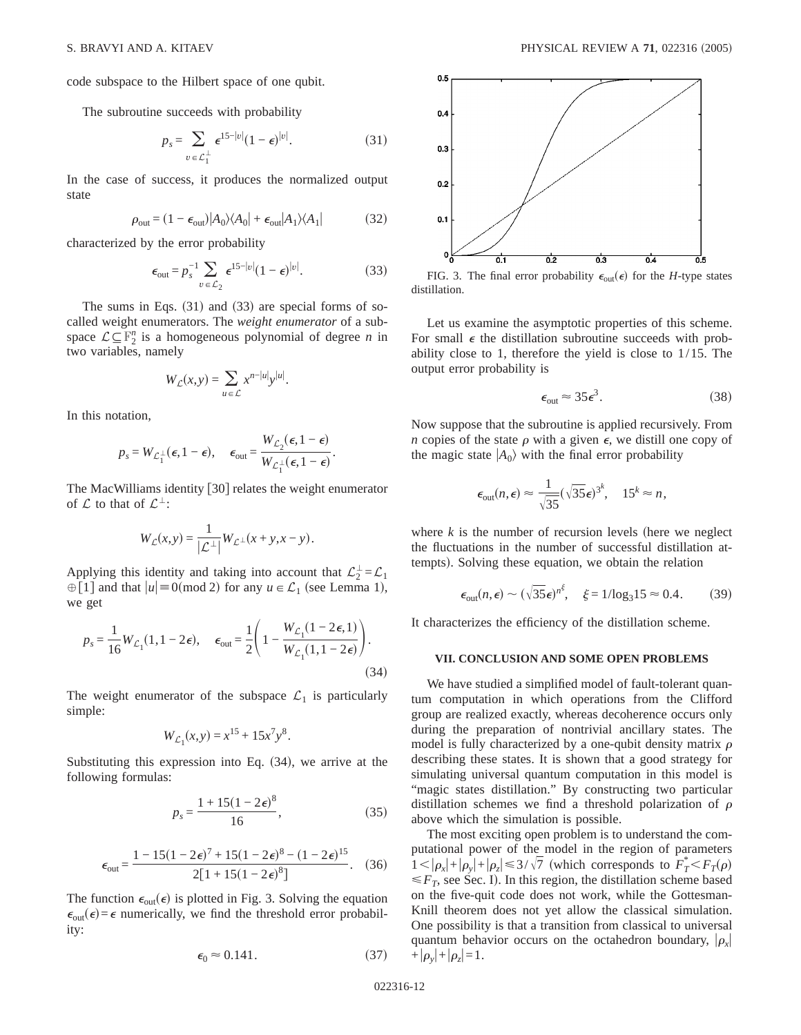code subspace to the Hilbert space of one qubit.

The subroutine succeeds with probability

$$p_s = \sum_{v \in \mathcal{L}_1^\perp} \epsilon^{15-|v|}(1-\epsilon)^{|v|}. \tag{31}$$

In the case of success, it produces the normalized output state

$$\rho_{\text{out}} = (1-\epsilon_{\text{out}})|A_0\rangle\langle A_0| + \epsilon_{\text{out}}|A_1\rangle\langle A_1| \tag{32}$$

characterized by the error probability

$$\epsilon_{\text{out}} = p_s^{-1} \sum_{v \in \mathcal{L}_2} \epsilon^{15-|v|}(1-\epsilon)^{|v|}. \tag{33}$$

The sums in Eqs. (31) and (33) are special forms of so-called weight enumerators. The *weight enumerator* of a subspace $\mathcal{L} \subseteq \mathbb{F}_2^n$ is a homogeneous polynomial of degree $n$ in two variables, namely

$$W_{\mathcal{L}}(x,y) = \sum_{u \in \mathcal{L}} x^{n-|u|} y^{|u|}.$$

In this notation,

$$p_s = W_{\mathcal{L}_1^\perp}(\epsilon, 1-\epsilon), \quad \epsilon_{\text{out}} = \frac{W_{\mathcal{L}_2}(\epsilon, 1-\epsilon)}{W_{\mathcal{L}_1^\perp}(\epsilon, 1-\epsilon)}.$$

The MacWilliams identity [30] relates the weight enumerator of $\mathcal{L}$ to that of $\mathcal{L}^\perp$:

$$W_{\mathcal{L}}(x,y) = \frac{1}{|\mathcal{L}^\perp|} W_{\mathcal{L}^\perp}(x+y, x-y).$$

Applying this identity and taking into account that $\mathcal{L}_2^\perp = \mathcal{L}_1 \oplus [1]$ and that $|u| \equiv 0 (\text{mod } 2)$ for any $u \in \mathcal{L}_1$ (see Lemma 1), we get

$$p_s = \frac{1}{16} W_{\mathcal{L}_1}(1, 1-2\epsilon), \quad \epsilon_{\text{out}} = \frac{1}{2}\left(1 - \frac{W_{\mathcal{L}_1}(1-2\epsilon, 1)}{W_{\mathcal{L}_1}(1, 1-2\epsilon)}\right). \tag{34}$$

The weight enumerator of the subspace $\mathcal{L}_1$ is particularly simple:

$$W_{\mathcal{L}_1}(x,y) = x^{15} + 15x^7y^8.$$

Substituting this expression into Eq. (34), we arrive at the following formulas:

$$p_s = \frac{1 + 15(1-2\epsilon)^8}{16}, \tag{35}$$

$$\epsilon_{\text{out}} = \frac{1 - 15(1-2\epsilon)^7 + 15(1-2\epsilon)^8 - (1-2\epsilon)^{15}}{2[1 + 15(1-2\epsilon)^8]}. \tag{36}$$

The function $\epsilon_{\text{out}}(\epsilon)$ is plotted in Fig. 3. Solving the equation $\epsilon_{\text{out}}(\epsilon) = \epsilon$ numerically, we find the threshold error probability:

$$\epsilon_0 \approx 0.141. \tag{37}$$

FIG. 3. The final error probability $\epsilon_{\text{out}}(\epsilon)$ for the $H$-type states distillation.

Let us examine the asymptotic properties of this scheme. For small $\epsilon$ the distillation subroutine succeeds with probability close to 1, therefore the yield is close to $1/15$. The output error probability is

$$\epsilon_{\text{out}} \approx 35\epsilon^3. \tag{38}$$

Now suppose that the subroutine is applied recursively. From $n$ copies of the state $\rho$ with a given $\epsilon$, we distill one copy of the magic state $|A_0\rangle$ with the final error probability

$$\epsilon_{\text{out}}(n,\epsilon) \approx \frac{1}{\sqrt{35}}(\sqrt{35}\epsilon)^{3^k}, \quad 15^k \approx n,$$

where $k$ is the number of recursion levels (here we neglect the fluctuations in the number of successful distillation attempts). Solving these equation, we obtain the relation

$$\epsilon_{\text{out}}(n,\epsilon) \sim (\sqrt{35}\epsilon)^{n^\xi}, \quad \xi = 1/\log_3 15 \approx 0.4. \tag{39}$$

It characterizes the efficiency of the distillation scheme.

## VII. CONCLUSION AND SOME OPEN PROBLEMS

We have studied a simplified model of fault-tolerant quantum computation in which operations from the Clifford group are realized exactly, whereas decoherence occurs only during the preparation of nontrivial ancillary states. The model is fully characterized by a one-qubit density matrix $\rho$ describing these states. It is shown that a good strategy for simulating universal quantum computation in this model is "magic states distillation." By constructing two particular distillation schemes we find a threshold polarization of $\rho$ above which the simulation is possible.

The most exciting open problem is to understand the computational power of the model in the region of parameters $1 < |\rho_x| + |\rho_y| + |\rho_z| \leq 3/\sqrt{7}$ (which corresponds to $F_T^* < F_T(\rho) \leq F_T$, see Sec. I). In this region, the distillation scheme based on the five-quit code does not work, while the Gottesman-Knill theorem does not yet allow the classical simulation. One possibility is that a transition from classical to universal quantum behavior occurs on the octahedron boundary, $|\rho_x| + |\rho_y| + |\rho_z| = 1$.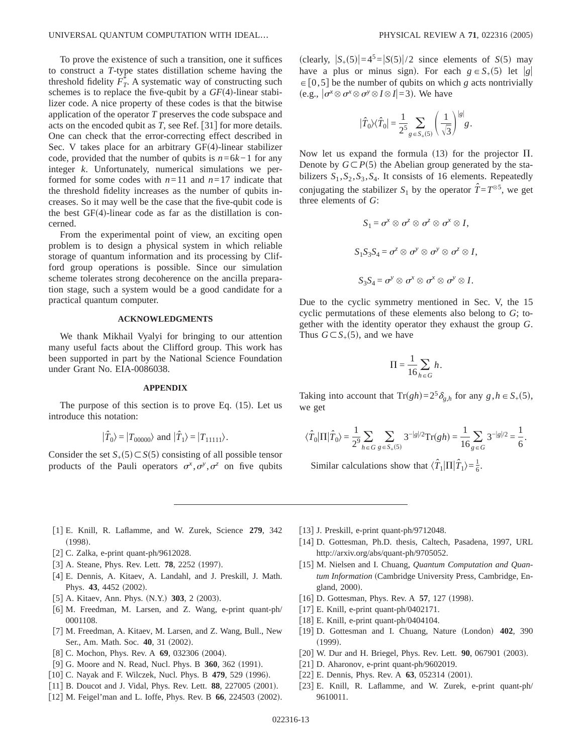To prove the existence of such a transition, one it suffices to construct a $T$-type states distillation scheme having the threshold fidelity $F_T^*$. A systematic way of constructing such schemes is to replace the five-qubit by a $GF(4)$-linear stabilizer code. A nice property of these codes is that the bitwise application of the operator $T$ preserves the code subspace and acts on the encoded qubit as $T$, see Ref. [31] for more details. One can check that the error-correcting effect described in Sec. V takes place for an arbitrary GF(4)-linear stabilizer code, provided that the number of qubits is $n=6k-1$ for any integer $k$. Unfortunately, numerical simulations we performed for some codes with $n=11$ and $n=17$ indicate that the threshold fidelity increases as the number of qubits increases. So it may well be the case that the five-qubit code is the best GF(4)-linear code as far as the distillation is concerned.

From the experimental point of view, an exciting open problem is to design a physical system in which reliable storage of quantum information and its processing by Clifford group operations is possible. Since our simulation scheme tolerates strong decoherence on the ancilla preparation stage, such a system would be a good candidate for a practical quantum computer.

## ACKNOWLEDGMENTS

We thank Mikhail Vyalyi for bringing to our attention many useful facts about the Clifford group. This work has been supported in part by the National Science Foundation under Grant No. EIA-0086038.

## APPENDIX

The purpose of this section is to prove Eq. (15). Let us introduce this notation:

$$|\hat{T}_0\rangle = |T_{00000}\rangle \text{ and } |\hat{T}_1\rangle = |T_{11111}\rangle.$$

Consider the set $S_+(5) \subset S(5)$ consisting of all possible tensor products of the Pauli operators $\sigma^x, \sigma^y, \sigma^z$ on five qubits (clearly, $|S_+(5)| = 4^5 = |S(5)|/2$ since elements of $S(5)$ may have a plus or minus sign). For each $g \in S_+(5)$ let $|g| \in [0,5]$ be the number of qubits on which $g$ acts nontrivially (e.g., $|\sigma^x \otimes \sigma^x \otimes \sigma^y \otimes I \otimes I| = 3$). We have

$$|\hat{T}_0\rangle\langle\hat{T}_0| = \frac{1}{2^5} \sum_{g \in S_+(5)} \left(\frac{1}{\sqrt{3}}\right)^{|g|} g.$$

Now let us expand the formula (13) for the projector $\Pi$. Denote by $G \subset P(5)$ the Abelian group generated by the stabilizers $S_1, S_2, S_3, S_4$. It consists of 16 elements. Repeatedly conjugating the stabilizer $S_1$ by the operator $\hat{T} = T^{\otimes 5}$, we get three elements of $G$:

$$S_1 = \sigma^x \otimes \sigma^z \otimes \sigma^z \otimes \sigma^x \otimes I,$$

$$S_1 S_3 S_4 = \sigma^z \otimes \sigma^y \otimes \sigma^y \otimes \sigma^z \otimes I,$$

$$S_3 S_4 = \sigma^y \otimes \sigma^x \otimes \sigma^x \otimes \sigma^y \otimes I.$$

Due to the cyclic symmetry mentioned in Sec. V, the 15 cyclic permutations of these elements also belong to $G$; together with the identity operator they exhaust the group $G$. Thus $G \subset S_+(5)$, and we have

$$\Pi = \frac{1}{16} \sum_{h \in G} h.$$

Taking into account that $\mathrm{Tr}(gh) = 2^5 \delta_{g,h}$ for any $g, h \in S_+(5)$, we get

$$\langle\hat{T}_0|\Pi|\hat{T}_0\rangle = \frac{1}{2^9} \sum_{h \in G} \sum_{g \in S_+(5)} 3^{-|g|/2} \mathrm{Tr}(gh) = \frac{1}{16} \sum_{g \in G} 3^{-|g|/2} = \frac{1}{6}.$$

Similar calculations show that $\langle\hat{T}_1|\Pi|\hat{T}_1\rangle = \frac{1}{6}$.

---

[1] E. Knill, R. Laflamme, and W. Zurek, Science **279**, 342 (1998).
[2] C. Zalka, e-print quant-ph/9612028.
[3] A. Steane, Phys. Rev. Lett. **78**, 2252 (1997).
[4] E. Dennis, A. Kitaev, A. Landahl, and J. Preskill, J. Math. Phys. **43**, 4452 (2002).
[5] A. Kitaev, Ann. Phys. (N.Y.) **303**, 2 (2003).
[6] M. Freedman, M. Larsen, and Z. Wang, e-print quant-ph/0001108.
[7] M. Freedman, A. Kitaev, M. Larsen, and Z. Wang, Bull., New Ser., Am. Math. Soc. **40**, 31 (2002).
[8] C. Mochon, Phys. Rev. A **69**, 032306 (2004).
[9] G. Moore and N. Read, Nucl. Phys. B **360**, 362 (1991).
[10] C. Nayak and F. Wilczek, Nucl. Phys. B **479**, 529 (1996).
[11] B. Doucot and J. Vidal, Phys. Rev. Lett. **88**, 227005 (2001).
[12] M. Feigel'man and L. Ioffe, Phys. Rev. B **66**, 224503 (2002).
[13] J. Preskill, e-print quant-ph/9712048.
[14] D. Gottesman, Ph.D. thesis, Caltech, Pasadena, 1997, URL http://arxiv.org/abs/quant-ph/9705052.
[15] M. Nielsen and I. Chuang, *Quantum Computation and Quantum Information* (Cambridge University Press, Cambridge, England, 2000).
[16] D. Gottesman, Phys. Rev. A **57**, 127 (1998).
[17] E. Knill, e-print quant-ph/0402171.
[18] E. Knill, e-print quant-ph/0404104.
[19] D. Gottesman and I. Chuang, Nature (London) **402**, 390 (1999).
[20] W. Dur and H. Briegel, Phys. Rev. Lett. **90**, 067901 (2003).
[21] D. Aharonov, e-print quant-ph/9602019.
[22] E. Dennis, Phys. Rev. A **63**, 052314 (2001).
[23] E. Knill, R. Laflamme, and W. Zurek, e-print quant-ph/9610011.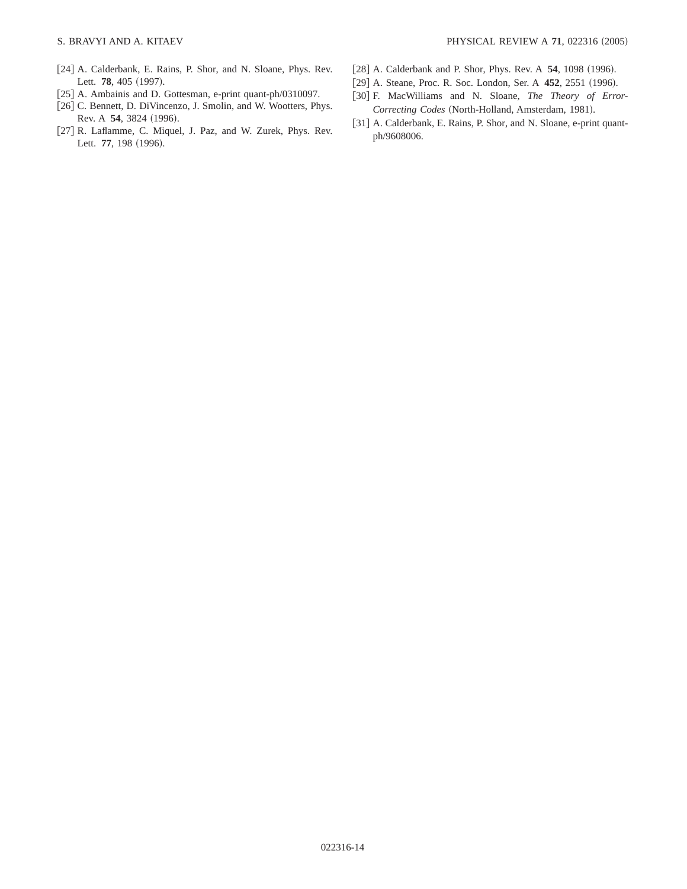[24] A. Calderbank, E. Rains, P. Shor, and N. Sloane, Phys. Rev. Lett. **78**, 405 (1997).

[25] A. Ambainis and D. Gottesman, e-print quant-ph/0310097.

[26] C. Bennett, D. DiVincenzo, J. Smolin, and W. Wootters, Phys. Rev. A **54**, 3824 (1996).

[27] R. Laflamme, C. Miquel, J. Paz, and W. Zurek, Phys. Rev. Lett. **77**, 198 (1996).

[28] A. Calderbank and P. Shor, Phys. Rev. A **54**, 1098 (1996).

[29] A. Steane, Proc. R. Soc. London, Ser. A **452**, 2551 (1996).

[30] F. MacWilliams and N. Sloane, *The Theory of Error-Correcting Codes* (North-Holland, Amsterdam, 1981).

[31] A. Calderbank, E. Rains, P. Shor, and N. Sloane, e-print quant-ph/9608006.